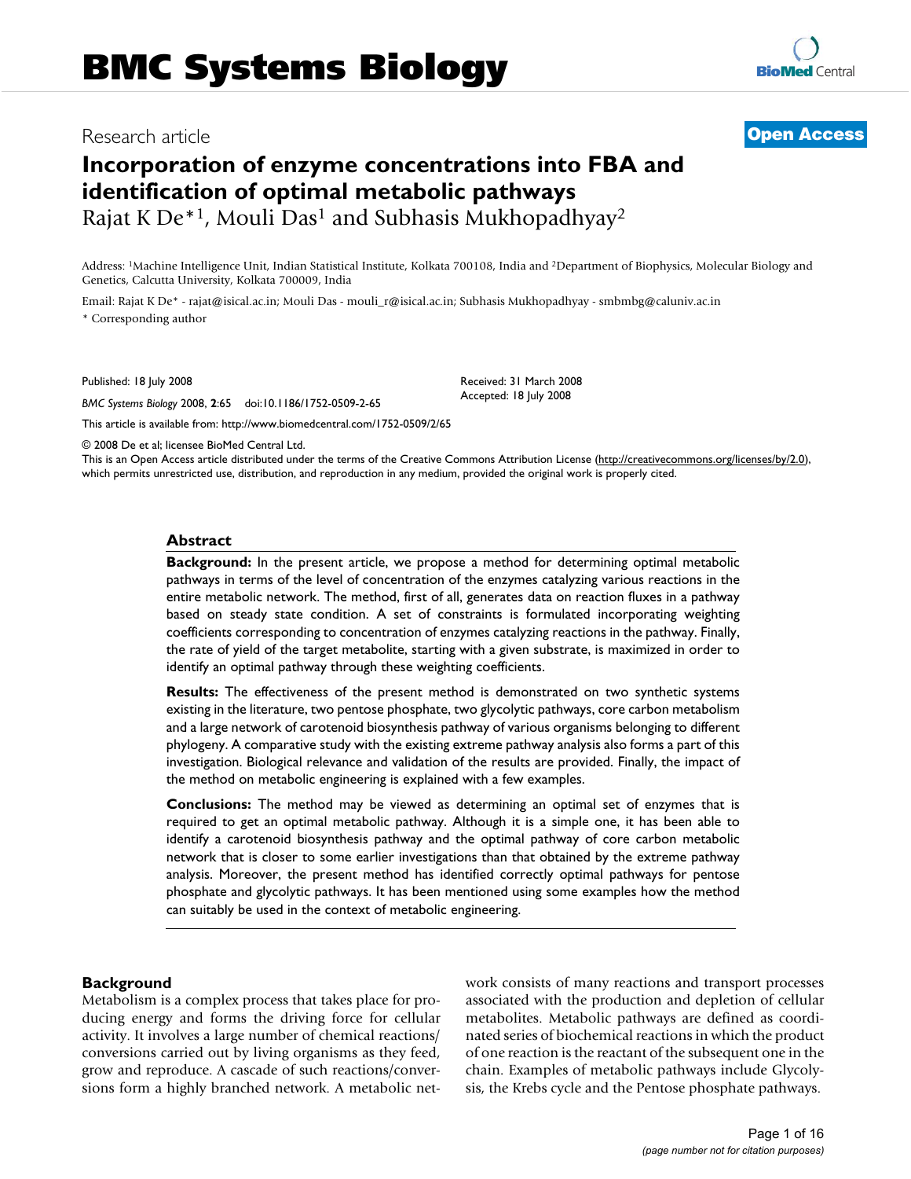# BMC Systems Biology

Research article

**Open Access**

# Incorporation of enzyme concentrations into FBA and identification of optimal metabolic pathways

Rajat K De*[1], Mouli Das[1] and Subhasis Mukhopadhyay[2]

Address: [1]Machine Intelligence Unit, Indian Statistical Institute, Kolkata 700108, India and [2]Department of Biophysics, Molecular Biology and Genetics, Calcutta University, Kolkata 700009, India

Email: Rajat K De* - rajat@isical.ac.in; Mouli Das - mouli_r@isical.ac.in; Subhasis Mukhopadhyay - smbmbg@caluniv.ac.in

* Corresponding author

Published: 18 July 2008

*BMC Systems Biology* 2008, **2**:65 doi:10.1186/1752-0509-2-65

Received: 31 March 2008
Accepted: 18 July 2008

This article is available from: http://www.biomedcentral.com/1752-0509/2/65

© 2008 De et al; licensee BioMed Central Ltd.
This is an Open Access article distributed under the terms of the Creative Commons Attribution License (http://creativecommons.org/licenses/by/2.0), which permits unrestricted use, distribution, and reproduction in any medium, provided the original work is properly cited.

## Abstract

**Background:** In the present article, we propose a method for determining optimal metabolic pathways in terms of the level of concentration of the enzymes catalyzing various reactions in the entire metabolic network. The method, first of all, generates data on reaction fluxes in a pathway based on steady state condition. A set of constraints is formulated incorporating weighting coefficients corresponding to concentration of enzymes catalyzing reactions in the pathway. Finally, the rate of yield of the target metabolite, starting with a given substrate, is maximized in order to identify an optimal pathway through these weighting coefficients.

**Results:** The effectiveness of the present method is demonstrated on two synthetic systems existing in the literature, two pentose phosphate, two glycolytic pathways, core carbon metabolism and a large network of carotenoid biosynthesis pathway of various organisms belonging to different phylogeny. A comparative study with the existing extreme pathway analysis also forms a part of this investigation. Biological relevance and validation of the results are provided. Finally, the impact of the method on metabolic engineering is explained with a few examples.

**Conclusions:** The method may be viewed as determining an optimal set of enzymes that is required to get an optimal metabolic pathway. Although it is a simple one, it has been able to identify a carotenoid biosynthesis pathway and the optimal pathway of core carbon metabolic network that is closer to some earlier investigations than that obtained by the extreme pathway analysis. Moreover, the present method has identified correctly optimal pathways for pentose phosphate and glycolytic pathways. It has been mentioned using some examples how the method can suitably be used in the context of metabolic engineering.

## Background

Metabolism is a complex process that takes place for producing energy and forms the driving force for cellular activity. It involves a large number of chemical reactions/conversions carried out by living organisms as they feed, grow and reproduce. A cascade of such reactions/conversions form a highly branched network. A metabolic network consists of many reactions and transport processes associated with the production and depletion of cellular metabolites. Metabolic pathways are defined as coordinated series of biochemical reactions in which the product of one reaction is the reactant of the subsequent one in the chain. Examples of metabolic pathways include Glycolysis, the Krebs cycle and the Pentose phosphate pathways.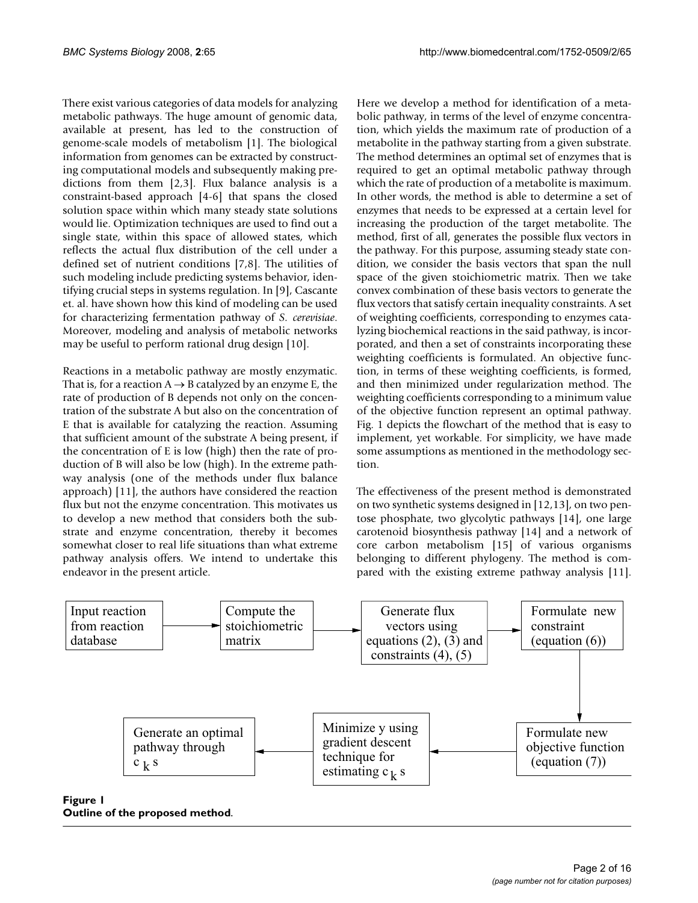There exist various categories of data models for analyzing metabolic pathways. The huge amount of genomic data, available at present, has led to the construction of genome-scale models of metabolism [1]. The biological information from genomes can be extracted by constructing computational models and subsequently making predictions from them [2,3]. Flux balance analysis is a constraint-based approach [4-6] that spans the closed solution space within which many steady state solutions would lie. Optimization techniques are used to find out a single state, within this space of allowed states, which reflects the actual flux distribution of the cell under a defined set of nutrient conditions [7,8]. The utilities of such modeling include predicting systems behavior, identifying crucial steps in systems regulation. In [9], Cascante et. al. have shown how this kind of modeling can be used for characterizing fermentation pathway of *S. cerevisiae*. Moreover, modeling and analysis of metabolic networks may be useful to perform rational drug design [10].

Reactions in a metabolic pathway are mostly enzymatic. That is, for a reaction $A \rightarrow B$ catalyzed by an enzyme E, the rate of production of B depends not only on the concentration of the substrate A but also on the concentration of E that is available for catalyzing the reaction. Assuming that sufficient amount of the substrate A being present, if the concentration of E is low (high) then the rate of production of B will also be low (high). In the extreme pathway analysis (one of the methods under flux balance approach) [11], the authors have considered the reaction flux but not the enzyme concentration. This motivates us to develop a new method that considers both the substrate and enzyme concentration, thereby it becomes somewhat closer to real life situations than what extreme pathway analysis offers. We intend to undertake this endeavor in the present article.

Here we develop a method for identification of a metabolic pathway, in terms of the level of enzyme concentration, which yields the maximum rate of production of a metabolite in the pathway starting from a given substrate. The method determines an optimal set of enzymes that is required to get an optimal metabolic pathway through which the rate of production of a metabolite is maximum. In other words, the method is able to determine a set of enzymes that needs to be expressed at a certain level for increasing the production of the target metabolite. The method, first of all, generates the possible flux vectors in the pathway. For this purpose, assuming steady state condition, we consider the basis vectors that span the null space of the given stoichiometric matrix. Then we take convex combination of these basis vectors to generate the flux vectors that satisfy certain inequality constraints. A set of weighting coefficients, corresponding to enzymes catalyzing biochemical reactions in the said pathway, is incorporated, and then a set of constraints incorporating these weighting coefficients is formulated. An objective function, in terms of these weighting coefficients, is formed, and then minimized under regularization method. The weighting coefficients corresponding to a minimum value of the objective function represent an optimal pathway. Fig. 1 depicts the flowchart of the method that is easy to implement, yet workable. For simplicity, we have made some assumptions as mentioned in the methodology section.

The effectiveness of the present method is demonstrated on two synthetic systems designed in [12,13], on two pentose phosphate, two glycolytic pathways [14], one large carotenoid biosynthesis pathway [14] and a network of core carbon metabolism [15] of various organisms belonging to different phylogeny. The method is compared with the existing extreme pathway analysis [11].

Input reaction from reaction database → Compute the stoichiometric matrix → Generate flux vectors using equations (2), (3) and constraints (4), (5) → Formulate new constraint (equation (6)) → Formulate new objective function (equation (7)) → Minimize y using gradient descent technique for estimating $c_k$ s → Generate an optimal pathway through $c_k$ s

**Figure 1**
**Outline of the proposed method**.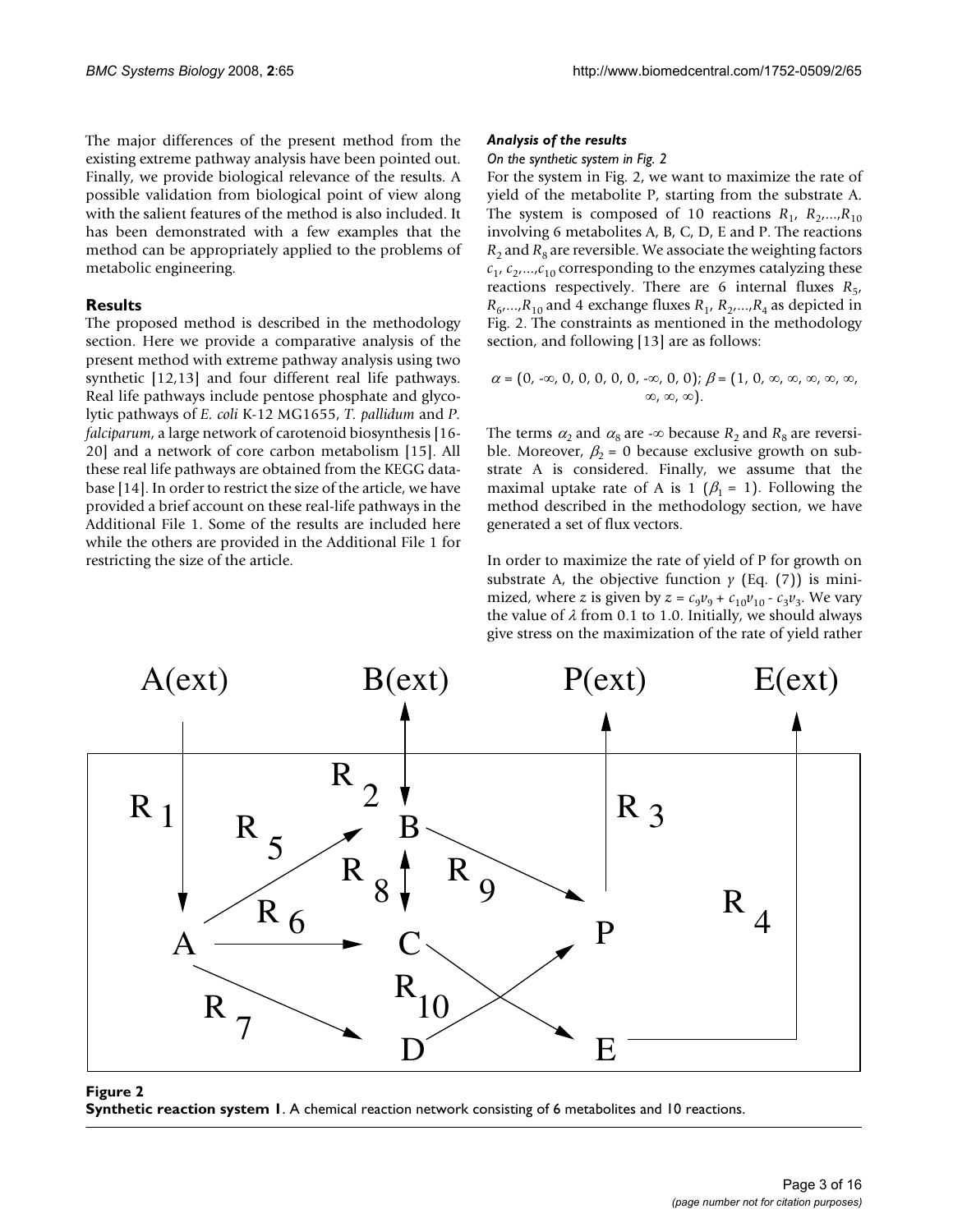The major differences of the present method from the existing extreme pathway analysis have been pointed out. Finally, we provide biological relevance of the results. A possible validation from biological point of view along with the salient features of the method is also included. It has been demonstrated with a few examples that the method can be appropriately applied to the problems of metabolic engineering.

## Results

The proposed method is described in the methodology section. Here we provide a comparative analysis of the present method with extreme pathway analysis using two synthetic [12,13] and four different real life pathways. Real life pathways include pentose phosphate and glycolytic pathways of *E. coli* K-12 MG1655, *T. pallidum* and *P. falciparum*, a large network of carotenoid biosynthesis [16-20] and a network of core carbon metabolism [15]. All these real life pathways are obtained from the KEGG database [14]. In order to restrict the size of the article, we have provided a brief account on these real-life pathways in the Additional File 1. Some of the results are included here while the others are provided in the Additional File 1 for restricting the size of the article.

### *Analysis of the results*

#### *On the synthetic system in Fig. 2*

For the system in Fig. 2, we want to maximize the rate of yield of the metabolite P, starting from the substrate A. The system is composed of 10 reactions $R_1$, $R_2$,...,$R_{10}$ involving 6 metabolites A, B, C, D, E and P. The reactions $R_2$ and $R_8$ are reversible. We associate the weighting factors $c_1$, $c_2$,...,$c_{10}$ corresponding to the enzymes catalyzing these reactions respectively. There are 6 internal fluxes $R_5$, $R_6$,...,$R_{10}$ and 4 exchange fluxes $R_1$, $R_2$,...,$R_4$ as depicted in Fig. 2. The constraints as mentioned in the methodology section, and following [13] are as follows:

$$\alpha = (0, -\infty, 0, 0, 0, 0, 0, -\infty, 0, 0);\ \beta = (1, 0, \infty, \infty, \infty, \infty, \infty, \infty, \infty, \infty).$$

The terms $\alpha_2$ and $\alpha_8$ are $-\infty$ because $R_2$ and $R_8$ are reversible. Moreover, $\beta_2 = 0$ because exclusive growth on substrate A is considered. Finally, we assume that the maximal uptake rate of A is 1 ($\beta_1 = 1$). Following the method described in the methodology section, we have generated a set of flux vectors.

In order to maximize the rate of yield of P for growth on substrate A, the objective function $\gamma$ (Eq. (7)) is minimized, where $z$ is given by $z = c_9v_9 + c_{10}v_{10} - c_3v_3$. We vary the value of $\lambda$ from 0.1 to 1.0. Initially, we should always give stress on the maximization of the rate of yield rather

**Figure 2**
**Synthetic reaction system 1**. A chemical reaction network consisting of 6 metabolites and 10 reactions.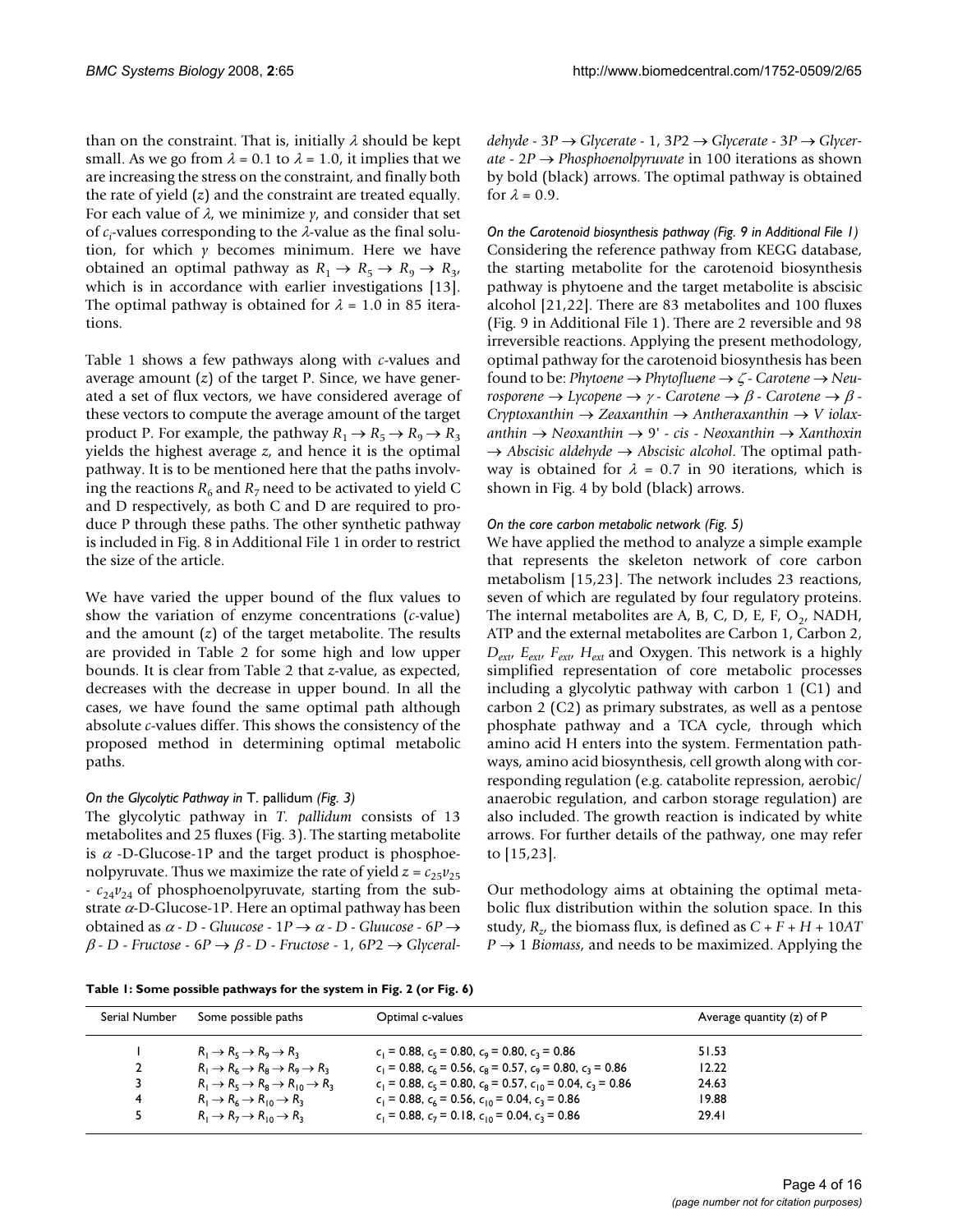than on the constraint. That is, initially $\lambda$ should be kept small. As we go from $\lambda = 0.1$ to $\lambda = 1.0$, it implies that we are increasing the stress on the constraint, and finally both the rate of yield ($z$) and the constraint are treated equally. For each value of $\lambda$, we minimize $\gamma$, and consider that set of $c_i$-values corresponding to the $\lambda$-value as the final solution, for which $\gamma$ becomes minimum. Here we have obtained an optimal pathway as $R_1 \rightarrow R_5 \rightarrow R_9 \rightarrow R_3$, which is in accordance with earlier investigations [13]. The optimal pathway is obtained for $\lambda = 1.0$ in 85 iterations.

Table 1 shows a few pathways along with $c$-values and average amount ($z$) of the target P. Since, we have generated a set of flux vectors, we have considered average of these vectors to compute the average amount of the target product P. For example, the pathway $R_1 \rightarrow R_5 \rightarrow R_9 \rightarrow R_3$ yields the highest average $z$, and hence it is the optimal pathway. It is to be mentioned here that the paths involving the reactions $R_6$ and $R_7$ need to be activated to yield C and D respectively, as both C and D are required to produce P through these paths. The other synthetic pathway is included in Fig. 8 in Additional File 1 in order to restrict the size of the article.

We have varied the upper bound of the flux values to show the variation of enzyme concentrations ($c$-value) and the amount ($z$) of the target metabolite. The results are provided in Table 2 for some high and low upper bounds. It is clear from Table 2 that $z$-value, as expected, decreases with the decrease in upper bound. In all the cases, we have found the same optimal path although absolute $c$-values differ. This shows the consistency of the proposed method in determining optimal metabolic paths.

#### *On the Glycolytic Pathway in* T. pallidum *(Fig. 3)*

The glycolytic pathway in *T. pallidum* consists of 13 metabolites and 25 fluxes (Fig. 3). The starting metabolite is $\alpha$ -D-Glucose-1P and the target product is phosphoenolpyruvate. Thus we maximize the rate of yield $z = c_{25}v_{25} - c_{24}v_{24}$ of phosphoenolpyruvate, starting from the substrate $\alpha$-D-Glucose-1P. Here an optimal pathway has been obtained as *$\alpha$ - D - Gluucose - 1P $\rightarrow$ $\alpha$ - D - Gluucose - 6P $\rightarrow$ $\beta$ - D - Fructose - 6P $\rightarrow$ $\beta$ - D - Fructose - 1, 6P2 $\rightarrow$ Glyceraldehyde - 3P $\rightarrow$ Glycerate - 1, 3P2 $\rightarrow$ Glycerate - 3P $\rightarrow$ Glycerate - 2P $\rightarrow$ Phosphoenolpyruvate* in 100 iterations as shown by bold (black) arrows. The optimal pathway is obtained for $\lambda = 0.9$.

#### *On the Carotenoid biosynthesis pathway (Fig. 9 in Additional File 1)*

Considering the reference pathway from KEGG database, the starting metabolite for the carotenoid biosynthesis pathway is phytoene and the target metabolite is abscisic alcohol [21,22]. There are 83 metabolites and 100 fluxes (Fig. 9 in Additional File 1). There are 2 reversible and 98 irreversible reactions. Applying the present methodology, optimal pathway for the carotenoid biosynthesis has been found to be: *Phytoene $\rightarrow$ Phytofluene $\rightarrow$ $\zeta$ - Carotene $\rightarrow$ Neurosporene $\rightarrow$ Lycopene $\rightarrow$ $\gamma$ - Carotene $\rightarrow$ $\beta$ - Carotene $\rightarrow$ $\beta$ - Cryptoxanthin $\rightarrow$ Zeaxanthin $\rightarrow$ Antheraxanthin $\rightarrow$ V iolaxanthin $\rightarrow$ Neoxanthin $\rightarrow$ 9' - cis - Neoxanthin $\rightarrow$ Xanthoxin $\rightarrow$ Abscisic aldehyde $\rightarrow$ Abscisic alcohol*. The optimal pathway is obtained for $\lambda = 0.7$ in 90 iterations, which is shown in Fig. 4 by bold (black) arrows.

#### *On the core carbon metabolic network (Fig. 5)*

We have applied the method to analyze a simple example that represents the skeleton network of core carbon metabolism [15,23]. The network includes 23 reactions, seven of which are regulated by four regulatory proteins. The internal metabolites are A, B, C, D, E, F, $O_2$, NADH, ATP and the external metabolites are Carbon 1, Carbon 2, $D_{ext}$, $E_{ext}$, $F_{ext}$, $H_{ext}$ and Oxygen. This network is a highly simplified representation of core metabolic processes including a glycolytic pathway with carbon 1 (C1) and carbon 2 (C2) as primary substrates, as well as a pentose phosphate pathway and a TCA cycle, through which amino acid H enters into the system. Fermentation pathways, amino acid biosynthesis, cell growth along with corresponding regulation (e.g. catabolite repression, aerobic/anaerobic regulation, and carbon storage regulation) are also included. The growth reaction is indicated by white arrows. For further details of the pathway, one may refer to [15,23].

Our methodology aims at obtaining the optimal metabolic flux distribution within the solution space. In this study, $R_z$, the biomass flux, is defined as $C + F + H + 10ATP \rightarrow 1$ *Biomass*, and needs to be maximized. Applying the

**Table 1: Some possible pathways for the system in Fig. 2 (or Fig. 6)**

| Serial Number | Some possible paths | Optimal c-values | Average quantity (z) of P |
|---|---|---|---|
| 1 | $R_1 \rightarrow R_5 \rightarrow R_9 \rightarrow R_3$ | $c_1 = 0.88$, $c_5 = 0.80$, $c_9 = 0.80$, $c_3 = 0.86$ | 51.53 |
| 2 | $R_1 \rightarrow R_6 \rightarrow R_8 \rightarrow R_9 \rightarrow R_3$ | $c_1 = 0.88$, $c_6 = 0.56$, $c_8 = 0.57$, $c_9 = 0.80$, $c_3 = 0.86$ | 12.22 |
| 3 | $R_1 \rightarrow R_5 \rightarrow R_8 \rightarrow R_{10} \rightarrow R_3$ | $c_1 = 0.88$, $c_5 = 0.80$, $c_8 = 0.57$, $c_{10} = 0.04$, $c_3 = 0.86$ | 24.63 |
| 4 | $R_1 \rightarrow R_6 \rightarrow R_{10} \rightarrow R_3$ | $c_1 = 0.88$, $c_6 = 0.56$, $c_{10} = 0.04$, $c_3 = 0.86$ | 19.88 |
| 5 | $R_1 \rightarrow R_7 \rightarrow R_{10} \rightarrow R_3$ | $c_1 = 0.88$, $c_7 = 0.18$, $c_{10} = 0.04$, $c_3 = 0.86$ | 29.41 |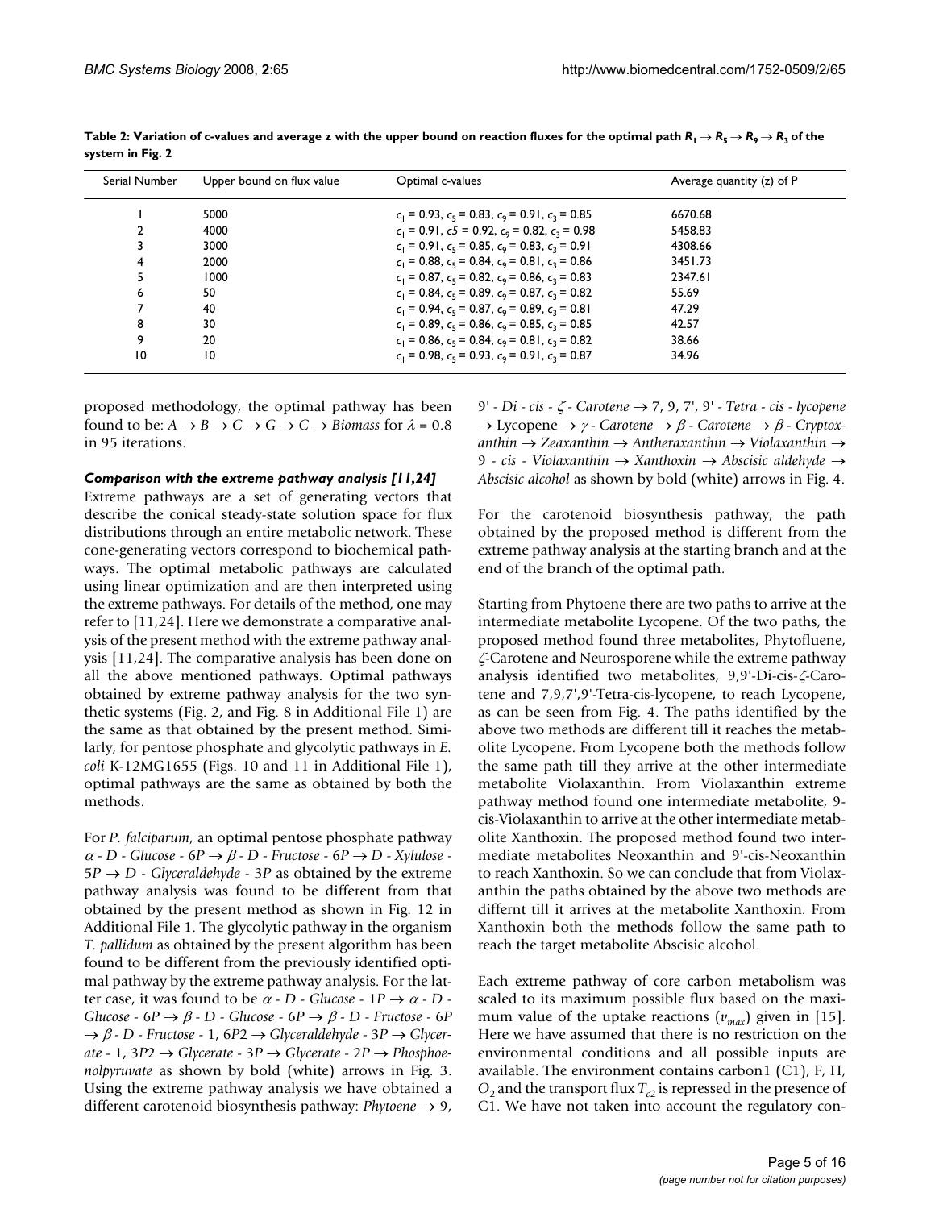**Table 2: Variation of c-values and average z with the upper bound on reaction fluxes for the optimal path $R_1 \rightarrow R_5 \rightarrow R_9 \rightarrow R_3$ of the system in Fig. 2**

| Serial Number | Upper bound on flux value | Optimal c-values | Average quantity (z) of P |
|---|---|---|---|
| 1 | 5000 | $c_1$ = 0.93, $c_5$ = 0.83, $c_9$ = 0.91, $c_3$ = 0.85 | 6670.68 |
| 2 | 4000 | $c_1$ = 0.91, $c5$ = 0.92, $c_9$ = 0.82, $c_3$ = 0.98 | 5458.83 |
| 3 | 3000 | $c_1$ = 0.91, $c_5$ = 0.85, $c_9$ = 0.83, $c_3$ = 0.91 | 4308.66 |
| 4 | 2000 | $c_1$ = 0.88, $c_5$ = 0.84, $c_9$ = 0.81, $c_3$ = 0.86 | 3451.73 |
| 5 | 1000 | $c_1$ = 0.87, $c_5$ = 0.82, $c_9$ = 0.86, $c_3$ = 0.83 | 2347.61 |
| 6 | 50 | $c_1$ = 0.84, $c_5$ = 0.89, $c_9$ = 0.87, $c_3$ = 0.82 | 55.69 |
| 7 | 40 | $c_1$ = 0.94, $c_5$ = 0.87, $c_9$ = 0.89, $c_3$ = 0.81 | 47.29 |
| 8 | 30 | $c_1$ = 0.89, $c_5$ = 0.86, $c_9$ = 0.85, $c_3$ = 0.85 | 42.57 |
| 9 | 20 | $c_1$ = 0.86, $c_5$ = 0.84, $c_9$ = 0.81, $c_3$ = 0.82 | 38.66 |
| 10 | 10 | $c_1$ = 0.98, $c_5$ = 0.93, $c_9$ = 0.91, $c_3$ = 0.87 | 34.96 |

proposed methodology, the optimal pathway has been found to be: $A \rightarrow B \rightarrow C \rightarrow G \rightarrow C \rightarrow Biomass$ for $\lambda = 0.8$ in 95 iterations.

### *Comparison with the extreme pathway analysis [11,24]*

Extreme pathways are a set of generating vectors that describe the conical steady-state solution space for flux distributions through an entire metabolic network. These cone-generating vectors correspond to biochemical pathways. The optimal metabolic pathways are calculated using linear optimization and are then interpreted using the extreme pathways. For details of the method, one may refer to [11,24]. Here we demonstrate a comparative analysis of the present method with the extreme pathway analysis [11,24]. The comparative analysis has been done on all the above mentioned pathways. Optimal pathways obtained by extreme pathway analysis for the two synthetic systems (Fig. 2, and Fig. 8 in Additional File 1) are the same as that obtained by the present method. Similarly, for pentose phosphate and glycolytic pathways in *E. coli* K-12MG1655 (Figs. 10 and 11 in Additional File 1), optimal pathways are the same as obtained by both the methods.

For *P. falciparum*, an optimal pentose phosphate pathway *α - D - Glucose - 6P* → *β - D - Fructose - 6P* → *D - Xylulose - 5P* → *D - Glyceraldehyde - 3P* as obtained by the extreme pathway analysis was found to be different from that obtained by the present method as shown in Fig. 12 in Additional File 1. The glycolytic pathway in the organism *T. pallidum* as obtained by the present algorithm has been found to be different from the previously identified optimal pathway by the extreme pathway analysis. For the latter case, it was found to be *α - D - Glucose - 1P* → *α - D - Glucose - 6P* → *β - D - Glucose - 6P* → *β - D - Fructose - 6P* → *β - D - Fructose - 1, 6P2* → *Glyceraldehyde - 3P* → *Glycerate - 1, 3P2* → *Glycerate - 3P* → *Glycerate - 2P* → *Phosphoenolpyruvate* as shown by bold (white) arrows in Fig. 3. Using the extreme pathway analysis we have obtained a different carotenoid biosynthesis pathway: *Phytoene* → 9, 9' - *Di - cis - ζ - Carotene* → 7, 9, 7', 9' - *Tetra - cis - lycopene* → Lycopene → *γ - Carotene* → *β - Carotene* → *β - Cryptoxanthin* → *Zeaxanthin* → *Antheraxanthin* → *Violaxanthin* → 9 - *cis - Violaxanthin* → *Xanthoxin* → *Abscisic aldehyde* → *Abscisic alcohol* as shown by bold (white) arrows in Fig. 4.

For the carotenoid biosynthesis pathway, the path obtained by the proposed method is different from the extreme pathway analysis at the starting branch and at the end of the branch of the optimal path.

Starting from Phytoene there are two paths to arrive at the intermediate metabolite Lycopene. Of the two paths, the proposed method found three metabolites, Phytofluene, ζ-Carotene and Neurosporene while the extreme pathway analysis identified two metabolites, 9,9'-Di-cis-ζ-Carotene and 7,9,7',9'-Tetra-cis-lycopene, to reach Lycopene, as can be seen from Fig. 4. The paths identified by the above two methods are different till it reaches the metabolite Lycopene. From Lycopene both the methods follow the same path till they arrive at the other intermediate metabolite Violaxanthin. From Violaxanthin extreme pathway method found one intermediate metabolite, 9-cis-Violaxanthin to arrive at the other intermediate metabolite Xanthoxin. The proposed method found two intermediate metabolites Neoxanthin and 9'-cis-Neoxanthin to reach Xanthoxin. So we can conclude that from Violaxanthin the paths obtained by the above two methods are differnt till it arrives at the metabolite Xanthoxin. From Xanthoxin both the methods follow the same path to reach the target metabolite Abscisic alcohol.

Each extreme pathway of core carbon metabolism was scaled to its maximum possible flux based on the maximum value of the uptake reactions ($v_{max}$) given in [15]. Here we have assumed that there is no restriction on the environmental conditions and all possible inputs are available. The environment contains carbon1 (C1), F, H, $O_2$ and the transport flux $T_{c2}$ is repressed in the presence of C1. We have not taken into account the regulatory con-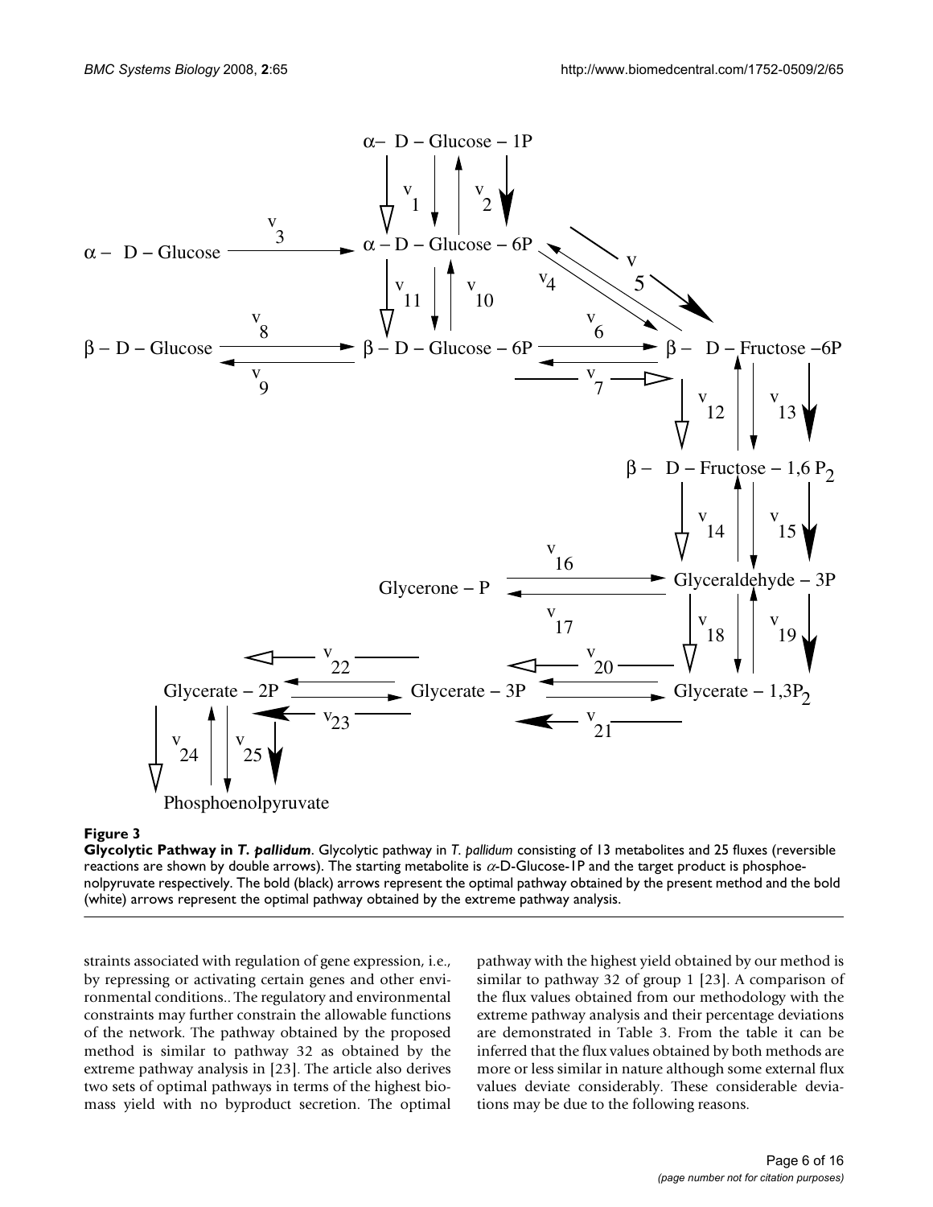**Figure 3**

**Glycolytic Pathway in *T. pallidum*.** Glycolytic pathway in *T. pallidum* consisting of 13 metabolites and 25 fluxes (reversible reactions are shown by double arrows). The starting metabolite is $\alpha$-D-Glucose-1P and the target product is phosphoenolpyruvate respectively. The bold (black) arrows represent the optimal pathway obtained by the present method and the bold (white) arrows represent the optimal pathway obtained by the extreme pathway analysis.

straints associated with regulation of gene expression, i.e., by repressing or activating certain genes and other environmental conditions.. The regulatory and environmental constraints may further constrain the allowable functions of the network. The pathway obtained by the proposed method is similar to pathway 32 as obtained by the extreme pathway analysis in [23]. The article also derives two sets of optimal pathways in terms of the highest biomass yield with no byproduct secretion. The optimal pathway with the highest yield obtained by our method is similar to pathway 32 of group 1 [23]. A comparison of the flux values obtained from our methodology with the extreme pathway analysis and their percentage deviations are demonstrated in Table 3. From the table it can be inferred that the flux values obtained by both methods are more or less similar in nature although some external flux values deviate considerably. These considerable deviations may be due to the following reasons.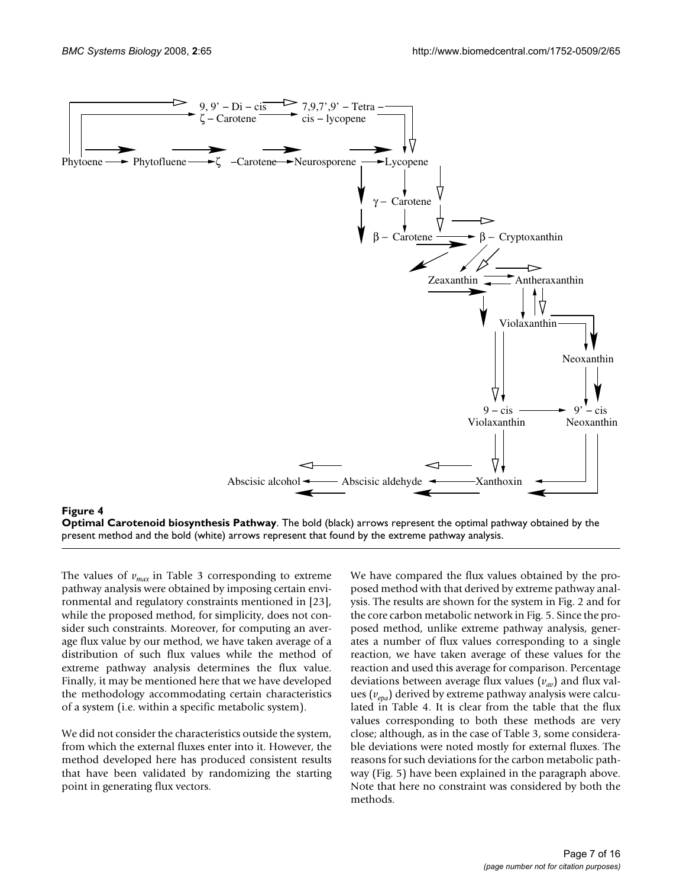**Figure 4**

**Optimal Carotenoid biosynthesis Pathway**. The bold (black) arrows represent the optimal pathway obtained by the present method and the bold (white) arrows represent that found by the extreme pathway analysis.

The values of $v_{max}$ in Table 3 corresponding to extreme pathway analysis were obtained by imposing certain environmental and regulatory constraints mentioned in [23], while the proposed method, for simplicity, does not consider such constraints. Moreover, for computing an average flux value by our method, we have taken average of a distribution of such flux values while the method of extreme pathway analysis determines the flux value. Finally, it may be mentioned here that we have developed the methodology accommodating certain characteristics of a system (i.e. within a specific metabolic system).

We did not consider the characteristics outside the system, from which the external fluxes enter into it. However, the method developed here has produced consistent results that have been validated by randomizing the starting point in generating flux vectors.

We have compared the flux values obtained by the proposed method with that derived by extreme pathway analysis. The results are shown for the system in Fig. 2 and for the core carbon metabolic network in Fig. 5. Since the proposed method, unlike extreme pathway analysis, generates a number of flux values corresponding to a single reaction, we have taken average of these values for the reaction and used this average for comparison. Percentage deviations between average flux values ($v_{av}$) and flux values ($v_{epa}$) derived by extreme pathway analysis were calculated in Table 4. It is clear from the table that the flux values corresponding to both these methods are very close; although, as in the case of Table 3, some considerable deviations were noted mostly for external fluxes. The reasons for such deviations for the carbon metabolic pathway (Fig. 5) have been explained in the paragraph above. Note that here no constraint was considered by both the methods.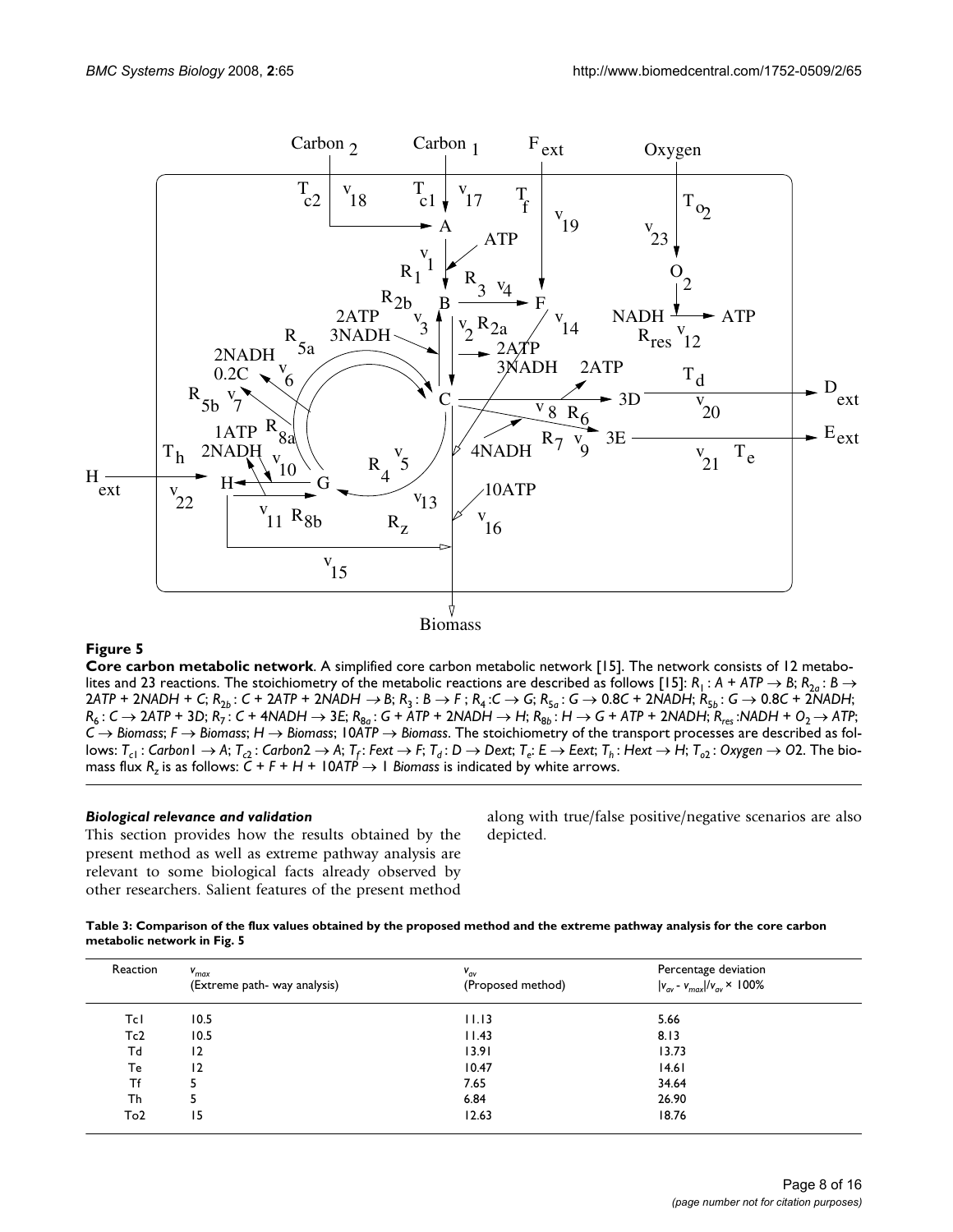**Figure 5**

**Core carbon metabolic network**. A simplified core carbon metabolic network [15]. The network consists of 12 metabolites and 23 reactions. The stoichiometry of the metabolic reactions are described as follows [15]: $R_1 : A + ATP \rightarrow B$; $R_{2a} : B \rightarrow 2ATP + 2NADH + C$; $R_{2b} : C + 2ATP + 2NADH \rightarrow B$; $R_3 : B \rightarrow F$; $R_4 : C \rightarrow G$; $R_{5a} : G \rightarrow 0.8C + 2NADH$; $R_{5b} : G \rightarrow 0.8C + 2NADH$; $R_6 : C \rightarrow 2ATP + 3D$; $R_7 : C + 4NADH \rightarrow 3E$; $R_{8a} : G + ATP + 2NADH \rightarrow H$; $R_{8b} : H \rightarrow G + ATP + 2NADH$; $R_{res} : NADH + O_2 \rightarrow ATP$; $C \rightarrow Biomass$; $F \rightarrow Biomass$; $H \rightarrow Biomass$; $10ATP \rightarrow Biomass$. The stoichiometry of the transport processes are described as follows: $T_{c1} : Carbon1 \rightarrow A$; $T_{c2} : Carbon2 \rightarrow A$; $T_f : Fext \rightarrow F$; $T_d : D \rightarrow Dext$; $T_e : E \rightarrow Eext$; $T_h : Hext \rightarrow H$; $T_{o2} : Oxygen \rightarrow O2$. The biomass flux $R_z$ is as follows: $C + F + H + 10ATP \rightarrow 1\ Biomass$ is indicated by white arrows.

#### *Biological relevance and validation*

This section provides how the results obtained by the present method as well as extreme pathway analysis are relevant to some biological facts already observed by other researchers. Salient features of the present method along with true/false positive/negative scenarios are also depicted.

**Table 3: Comparison of the flux values obtained by the proposed method and the extreme pathway analysis for the core carbon metabolic network in Fig. 5**

| Reaction | $v_{max}$ (Extreme path- way analysis) | $v_{av}$ (Proposed method) | Percentage deviation $\lvert v_{av} - v_{max}\rvert/v_{av} \times 100\%$ |
|---|---|---|---|
| Tc1 | 10.5 | 11.13 | 5.66 |
| Tc2 | 10.5 | 11.43 | 8.13 |
| Td | 12 | 13.91 | 13.73 |
| Te | 12 | 10.47 | 14.61 |
| Tf | 5 | 7.65 | 34.64 |
| Th | 5 | 6.84 | 26.90 |
| To2 | 15 | 12.63 | 18.76 |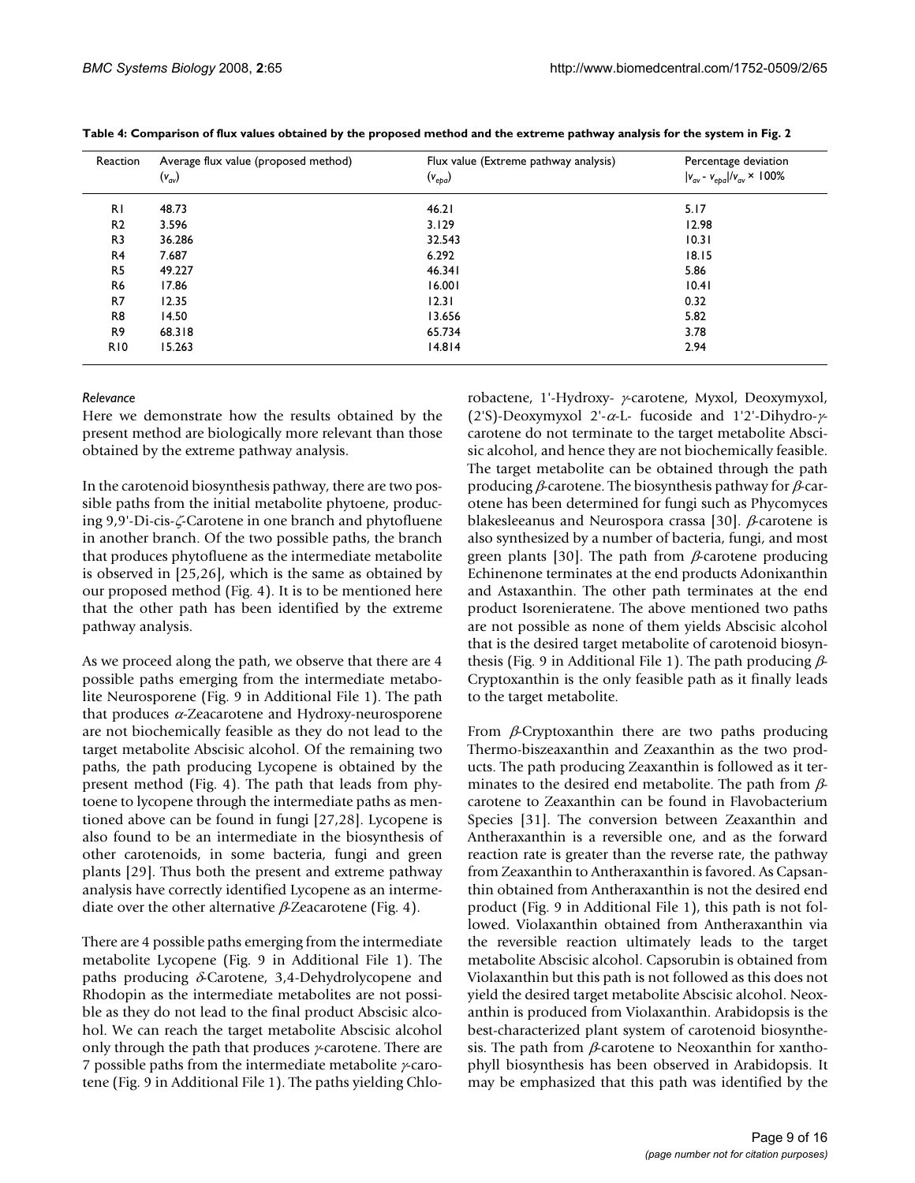**Table 4: Comparison of flux values obtained by the proposed method and the extreme pathway analysis for the system in Fig. 2**

| Reaction | Average flux value (proposed method) ($v_{av}$) | Flux value (Extreme pathway analysis) ($v_{epa}$) | Percentage deviation $\|v_{av} - v_{epa}\|/v_{av} \times 100\%$ |
|---|---|---|---|
| R1 | 48.73 | 46.21 | 5.17 |
| R2 | 3.596 | 3.129 | 12.98 |
| R3 | 36.286 | 32.543 | 10.31 |
| R4 | 7.687 | 6.292 | 18.15 |
| R5 | 49.227 | 46.341 | 5.86 |
| R6 | 17.86 | 16.001 | 10.41 |
| R7 | 12.35 | 12.31 | 0.32 |
| R8 | 14.50 | 13.656 | 5.82 |
| R9 | 68.318 | 65.734 | 3.78 |
| R10 | 15.263 | 14.814 | 2.94 |

### *Relevance*

Here we demonstrate how the results obtained by the present method are biologically more relevant than those obtained by the extreme pathway analysis.

In the carotenoid biosynthesis pathway, there are two possible paths from the initial metabolite phytoene, producing 9,9'-Di-cis-$\zeta$-Carotene in one branch and phytofluene in another branch. Of the two possible paths, the branch that produces phytofluene as the intermediate metabolite is observed in [25,26], which is the same as obtained by our proposed method (Fig. 4). It is to be mentioned here that the other path has been identified by the extreme pathway analysis.

As we proceed along the path, we observe that there are 4 possible paths emerging from the intermediate metabolite Neurosporene (Fig. 9 in Additional File 1). The path that produces $\alpha$-Zeacarotene and Hydroxy-neurosporene are not biochemically feasible as they do not lead to the target metabolite Abscisic alcohol. Of the remaining two paths, the path producing Lycopene is obtained by the present method (Fig. 4). The path that leads from phytoene to lycopene through the intermediate paths as mentioned above can be found in fungi [27,28]. Lycopene is also found to be an intermediate in the biosynthesis of other carotenoids, in some bacteria, fungi and green plants [29]. Thus both the present and extreme pathway analysis have correctly identified Lycopene as an intermediate over the other alternative $\beta$-Zeacarotene (Fig. 4).

There are 4 possible paths emerging from the intermediate metabolite Lycopene (Fig. 9 in Additional File 1). The paths producing $\delta$-Carotene, 3,4-Dehydrolycopene and Rhodopin as the intermediate metabolites are not possible as they do not lead to the final product Abscisic alcohol. We can reach the target metabolite Abscisic alcohol only through the path that produces $\gamma$-carotene. There are 7 possible paths from the intermediate metabolite $\gamma$-carotene (Fig. 9 in Additional File 1). The paths yielding Chlorobactene, 1'-Hydroxy- $\gamma$-carotene, Myxol, Deoxymyxol, (2'S)-Deoxymyxol 2'-$\alpha$-L- fucoside and 1'2'-Dihydro-$\gamma$-carotene do not terminate to the target metabolite Abscisic alcohol, and hence they are not biochemically feasible. The target metabolite can be obtained through the path producing $\beta$-carotene. The biosynthesis pathway for $\beta$-carotene has been determined for fungi such as Phycomyces blakesleeanus and Neurospora crassa [30]. $\beta$-carotene is also synthesized by a number of bacteria, fungi, and most green plants [30]. The path from $\beta$-carotene producing Echinenone terminates at the end products Adonixanthin and Astaxanthin. The other path terminates at the end product Isorenieratene. The above mentioned two paths are not possible as none of them yields Abscisic alcohol that is the desired target metabolite of carotenoid biosynthesis (Fig. 9 in Additional File 1). The path producing $\beta$-Cryptoxanthin is the only feasible path as it finally leads to the target metabolite.

From $\beta$-Cryptoxanthin there are two paths producing Thermo-biszeaxanthin and Zeaxanthin as the two products. The path producing Zeaxanthin is followed as it terminates to the desired end metabolite. The path from $\beta$-carotene to Zeaxanthin can be found in Flavobacterium Species [31]. The conversion between Zeaxanthin and Antheraxanthin is a reversible one, and as the forward reaction rate is greater than the reverse rate, the pathway from Zeaxanthin to Antheraxanthin is favored. As Capsanthin obtained from Antheraxanthin is not the desired end product (Fig. 9 in Additional File 1), this path is not followed. Violaxanthin obtained from Antheraxanthin via the reversible reaction ultimately leads to the target metabolite Abscisic alcohol. Capsorubin is obtained from Violaxanthin but this path is not followed as this does not yield the desired target metabolite Abscisic alcohol. Neoxanthin is produced from Violaxanthin. Arabidopsis is the best-characterized plant system of carotenoid biosynthesis. The path from $\beta$-carotene to Neoxanthin for xanthophyll biosynthesis has been observed in Arabidopsis. It may be emphasized that this path was identified by the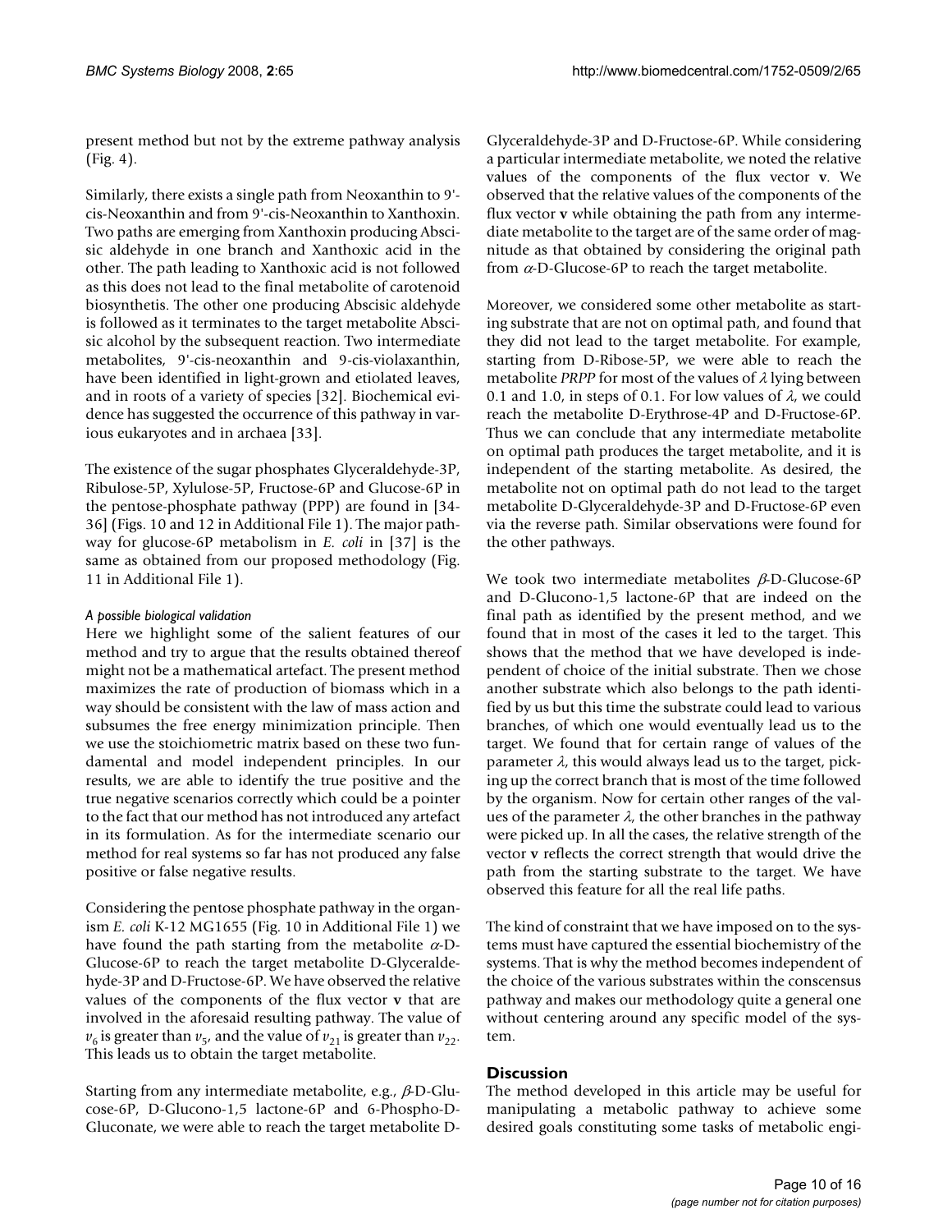present method but not by the extreme pathway analysis (Fig. 4).

Similarly, there exists a single path from Neoxanthin to 9'-cis-Neoxanthin and from 9'-cis-Neoxanthin to Xanthoxin. Two paths are emerging from Xanthoxin producing Abscisic aldehyde in one branch and Xanthoxic acid in the other. The path leading to Xanthoxic acid is not followed as this does not lead to the final metabolite of carotenoid biosynthetis. The other one producing Abscisic aldehyde is followed as it terminates to the target metabolite Abscisic alcohol by the subsequent reaction. Two intermediate metabolites, 9'-cis-neoxanthin and 9-cis-violaxanthin, have been identified in light-grown and etiolated leaves, and in roots of a variety of species [32]. Biochemical evidence has suggested the occurrence of this pathway in various eukaryotes and in archaea [33].

The existence of the sugar phosphates Glyceraldehyde-3P, Ribulose-5P, Xylulose-5P, Fructose-6P and Glucose-6P in the pentose-phosphate pathway (PPP) are found in [34-36] (Figs. 10 and 12 in Additional File 1). The major pathway for glucose-6P metabolism in *E. coli* in [37] is the same as obtained from our proposed methodology (Fig. 11 in Additional File 1).

#### *A possible biological validation*

Here we highlight some of the salient features of our method and try to argue that the results obtained thereof might not be a mathematical artefact. The present method maximizes the rate of production of biomass which in a way should be consistent with the law of mass action and subsumes the free energy minimization principle. Then we use the stoichiometric matrix based on these two fundamental and model independent principles. In our results, we are able to identify the true positive and the true negative scenarios correctly which could be a pointer to the fact that our method has not introduced any artefact in its formulation. As for the intermediate scenario our method for real systems so far has not produced any false positive or false negative results.

Considering the pentose phosphate pathway in the organism *E. coli* K-12 MG1655 (Fig. 10 in Additional File 1) we have found the path starting from the metabolite $\alpha$-D-Glucose-6P to reach the target metabolite D-Glyceraldehyde-3P and D-Fructose-6P. We have observed the relative values of the components of the flux vector **v** that are involved in the aforesaid resulting pathway. The value of $v_6$ is greater than $v_5$, and the value of $v_{21}$ is greater than $v_{22}$. This leads us to obtain the target metabolite.

Starting from any intermediate metabolite, e.g., $\beta$-D-Glucose-6P, D-Glucono-1,5 lactone-6P and 6-Phospho-D-Gluconate, we were able to reach the target metabolite D-Glyceraldehyde-3P and D-Fructose-6P. While considering a particular intermediate metabolite, we noted the relative values of the components of the flux vector **v**. We observed that the relative values of the components of the flux vector **v** while obtaining the path from any intermediate metabolite to the target are of the same order of magnitude as that obtained by considering the original path from $\alpha$-D-Glucose-6P to reach the target metabolite.

Moreover, we considered some other metabolite as starting substrate that are not on optimal path, and found that they did not lead to the target metabolite. For example, starting from D-Ribose-5P, we were able to reach the metabolite *PRPP* for most of the values of $\lambda$ lying between 0.1 and 1.0, in steps of 0.1. For low values of $\lambda$, we could reach the metabolite D-Erythrose-4P and D-Fructose-6P. Thus we can conclude that any intermediate metabolite on optimal path produces the target metabolite, and it is independent of the starting metabolite. As desired, the metabolite not on optimal path do not lead to the target metabolite D-Glyceraldehyde-3P and D-Fructose-6P even via the reverse path. Similar observations were found for the other pathways.

We took two intermediate metabolites $\beta$-D-Glucose-6P and D-Glucono-1,5 lactone-6P that are indeed on the final path as identified by the present method, and we found that in most of the cases it led to the target. This shows that the method that we have developed is independent of choice of the initial substrate. Then we chose another substrate which also belongs to the path identified by us but this time the substrate could lead to various branches, of which one would eventually lead us to the target. We found that for certain range of values of the parameter $\lambda$, this would always lead us to the target, picking up the correct branch that is most of the time followed by the organism. Now for certain other ranges of the values of the parameter $\lambda$, the other branches in the pathway were picked up. In all the cases, the relative strength of the vector **v** reflects the correct strength that would drive the path from the starting substrate to the target. We have observed this feature for all the real life paths.

The kind of constraint that we have imposed on to the systems must have captured the essential biochemistry of the systems. That is why the method becomes independent of the choice of the various substrates within the conscensus pathway and makes our methodology quite a general one without centering around any specific model of the system.

## Discussion

The method developed in this article may be useful for manipulating a metabolic pathway to achieve some desired goals constituting some tasks of metabolic engi-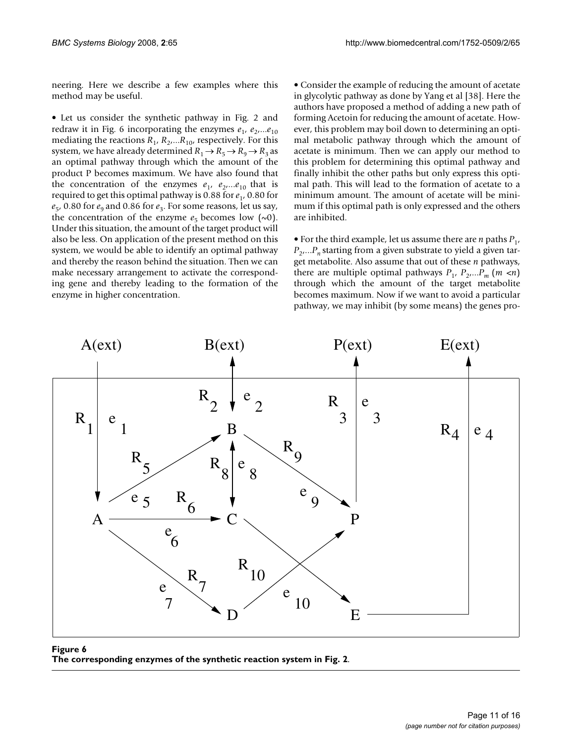neering. Here we describe a few examples where this method may be useful.

• Let us consider the synthetic pathway in Fig. 2 and redraw it in Fig. 6 incorporating the enzymes $e_1$, $e_2$,...$e_{10}$ mediating the reactions $R_1$, $R_2$,...$R_{10}$, respectively. For this system, we have already determined $R_1 \rightarrow R_5 \rightarrow R_9 \rightarrow R_3$ as an optimal pathway through which the amount of the product P becomes maximum. We have also found that the concentration of the enzymes $e_1$, $e_2$,...$e_{10}$ that is required to get this optimal pathway is 0.88 for $e_1$, 0.80 for $e_5$, 0.80 for $e_9$ and 0.86 for $e_3$. For some reasons, let us say, the concentration of the enzyme $e_5$ becomes low (~0). Under this situation, the amount of the target product will also be less. On application of the present method on this system, we would be able to identify an optimal pathway and thereby the reason behind the situation. Then we can make necessary arrangement to activate the corresponding gene and thereby leading to the formation of the enzyme in higher concentration.

• Consider the example of reducing the amount of acetate in glycolytic pathway as done by Yang et al [38]. Here the authors have proposed a method of adding a new path of forming Acetoin for reducing the amount of acetate. However, this problem may boil down to determining an optimal metabolic pathway through which the amount of acetate is minimum. Then we can apply our method to this problem for determining this optimal pathway and finally inhibit the other paths but only express this optimal path. This will lead to the formation of acetate to a minimum amount. The amount of acetate will be minimum if this optimal path is only expressed and the others are inhibited.

• For the third example, let us assume there are $n$ paths $P_1$, $P_2$,...$P_n$ starting from a given substrate to yield a given target metabolite. Also assume that out of these $n$ pathways, there are multiple optimal pathways $P_1$, $P_2$,...$P_m$ ($m < n$) through which the amount of the target metabolite becomes maximum. Now if we want to avoid a particular pathway, we may inhibit (by some means) the genes pro-

**Figure 6**
**The corresponding enzymes of the synthetic reaction system in Fig. 2.**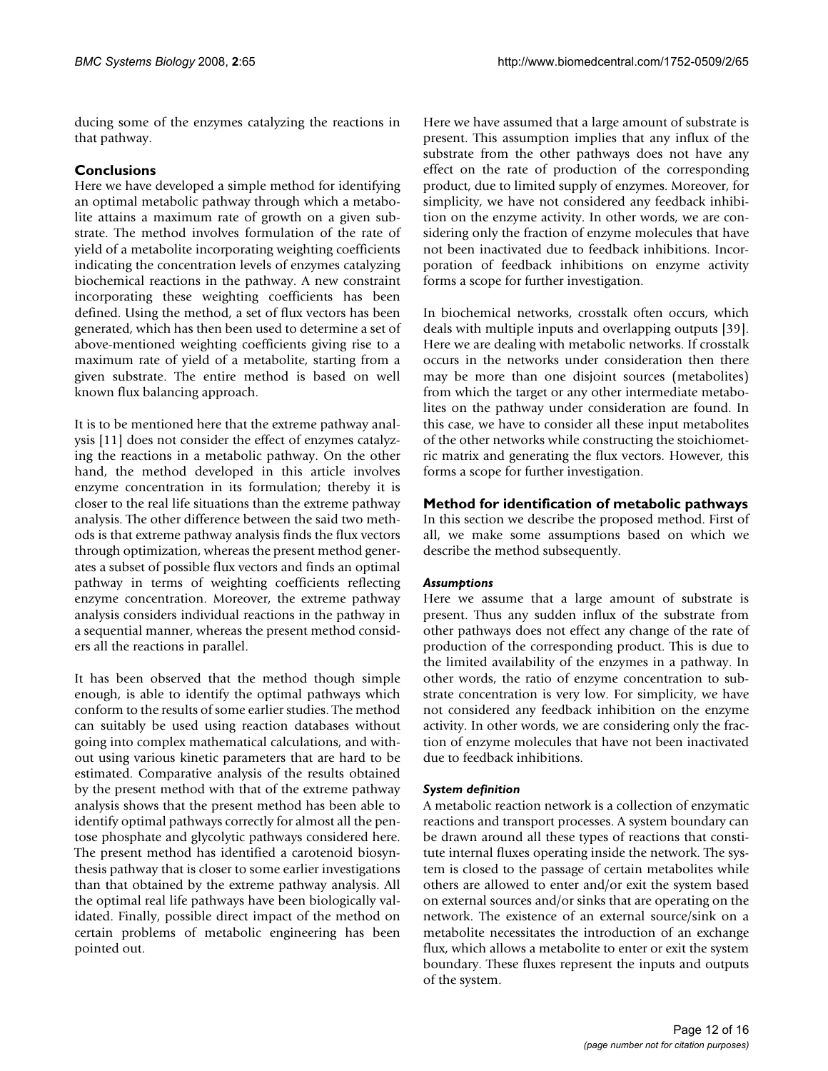ducing some of the enzymes catalyzing the reactions in that pathway.

## Conclusions

Here we have developed a simple method for identifying an optimal metabolic pathway through which a metabolite attains a maximum rate of growth on a given substrate. The method involves formulation of the rate of yield of a metabolite incorporating weighting coefficients indicating the concentration levels of enzymes catalyzing biochemical reactions in the pathway. A new constraint incorporating these weighting coefficients has been defined. Using the method, a set of flux vectors has been generated, which has then been used to determine a set of above-mentioned weighting coefficients giving rise to a maximum rate of yield of a metabolite, starting from a given substrate. The entire method is based on well known flux balancing approach.

It is to be mentioned here that the extreme pathway analysis [11] does not consider the effect of enzymes catalyzing the reactions in a metabolic pathway. On the other hand, the method developed in this article involves enzyme concentration in its formulation; thereby it is closer to the real life situations than the extreme pathway analysis. The other difference between the said two methods is that extreme pathway analysis finds the flux vectors through optimization, whereas the present method generates a subset of possible flux vectors and finds an optimal pathway in terms of weighting coefficients reflecting enzyme concentration. Moreover, the extreme pathway analysis considers individual reactions in the pathway in a sequential manner, whereas the present method considers all the reactions in parallel.

It has been observed that the method though simple enough, is able to identify the optimal pathways which conform to the results of some earlier studies. The method can suitably be used using reaction databases without going into complex mathematical calculations, and without using various kinetic parameters that are hard to be estimated. Comparative analysis of the results obtained by the present method with that of the extreme pathway analysis shows that the present method has been able to identify optimal pathways correctly for almost all the pentose phosphate and glycolytic pathways considered here. The present method has identified a carotenoid biosynthesis pathway that is closer to some earlier investigations than that obtained by the extreme pathway analysis. All the optimal real life pathways have been biologically validated. Finally, possible direct impact of the method on certain problems of metabolic engineering has been pointed out.

Here we have assumed that a large amount of substrate is present. This assumption implies that any influx of the substrate from the other pathways does not have any effect on the rate of production of the corresponding product, due to limited supply of enzymes. Moreover, for simplicity, we have not considered any feedback inhibition on the enzyme activity. In other words, we are considering only the fraction of enzyme molecules that have not been inactivated due to feedback inhibitions. Incorporation of feedback inhibitions on enzyme activity forms a scope for further investigation.

In biochemical networks, crosstalk often occurs, which deals with multiple inputs and overlapping outputs [39]. Here we are dealing with metabolic networks. If crosstalk occurs in the networks under consideration then there may be more than one disjoint sources (metabolites) from which the target or any other intermediate metabolites on the pathway under consideration are found. In this case, we have to consider all these input metabolites of the other networks while constructing the stoichiometric matrix and generating the flux vectors. However, this forms a scope for further investigation.

## Method for identification of metabolic pathways

In this section we describe the proposed method. First of all, we make some assumptions based on which we describe the method subsequently.

### *Assumptions*

Here we assume that a large amount of substrate is present. Thus any sudden influx of the substrate from other pathways does not effect any change of the rate of production of the corresponding product. This is due to the limited availability of the enzymes in a pathway. In other words, the ratio of enzyme concentration to substrate concentration is very low. For simplicity, we have not considered any feedback inhibition on the enzyme activity. In other words, we are considering only the fraction of enzyme molecules that have not been inactivated due to feedback inhibitions.

### *System definition*

A metabolic reaction network is a collection of enzymatic reactions and transport processes. A system boundary can be drawn around all these types of reactions that constitute internal fluxes operating inside the network. The system is closed to the passage of certain metabolites while others are allowed to enter and/or exit the system based on external sources and/or sinks that are operating on the network. The existence of an external source/sink on a metabolite necessitates the introduction of an exchange flux, which allows a metabolite to enter or exit the system boundary. These fluxes represent the inputs and outputs of the system.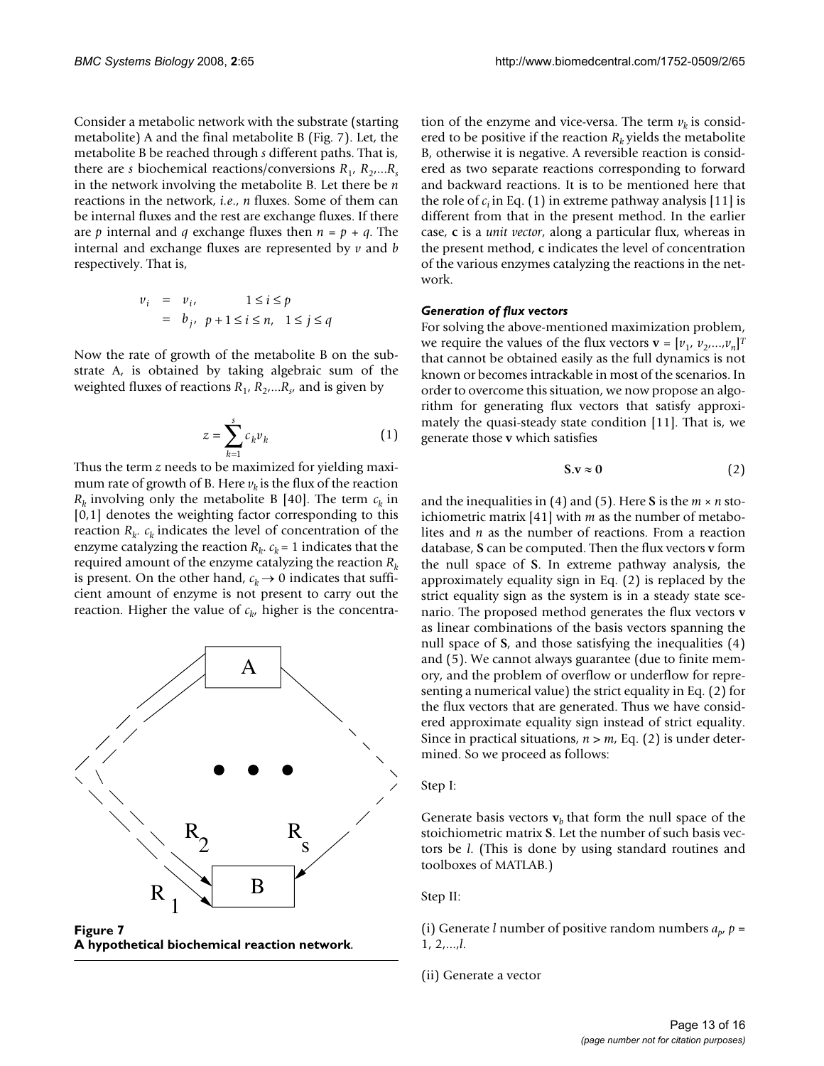Consider a metabolic network with the substrate (starting metabolite) A and the final metabolite B (Fig. 7). Let, the metabolite B be reached through $s$ different paths. That is, there are $s$ biochemical reactions/conversions $R_1, R_2, ...R_s$ in the network involving the metabolite B. Let there be $n$ reactions in the network, *i.e*., $n$ fluxes. Some of them can be internal fluxes and the rest are exchange fluxes. If there are $p$ internal and $q$ exchange fluxes then $n = p + q$. The internal and exchange fluxes are represented by $v$ and $b$ respectively. That is,

$$
\begin{aligned}
v_i &= v_i, & 1 \le i \le p \\
&= b_j, & p+1 \le i \le n, \quad 1 \le j \le q
\end{aligned}
$$

Now the rate of growth of the metabolite B on the substrate A, is obtained by taking algebraic sum of the weighted fluxes of reactions $R_1, R_2, ...R_s$, and is given by

$$
z = \sum_{k=1}^{s} c_k v_k \tag{1}
$$

Thus the term $z$ needs to be maximized for yielding maximum rate of growth of B. Here $v_k$ is the flux of the reaction $R_k$ involving only the metabolite B [40]. The term $c_k$ in [0,1] denotes the weighting factor corresponding to this reaction $R_k$. $c_k$ indicates the level of concentration of the enzyme catalyzing the reaction $R_k$. $c_k = 1$ indicates that the required amount of the enzyme catalyzing the reaction $R_k$ is present. On the other hand, $c_k \to 0$ indicates that sufficient amount of enzyme is not present to carry out the reaction. Higher the value of $c_k$, higher is the concentration of the enzyme and vice-versa. The term $v_k$ is considered to be positive if the reaction $R_k$ yields the metabolite B, otherwise it is negative. A reversible reaction is considered as two separate reactions corresponding to forward and backward reactions. It is to be mentioned here that the role of $c_i$ in Eq. (1) in extreme pathway analysis [11] is different from that in the present method. In the earlier case, **c** is a *unit vector*, along a particular flux, whereas in the present method, **c** indicates the level of concentration of the various enzymes catalyzing the reactions in the network.

**Figure 7**
**A hypothetical biochemical reaction network**.

### *Generation of flux vectors*

For solving the above-mentioned maximization problem, we require the values of the flux vectors $\mathbf{v} = [v_1, v_2, ..., v_n]^T$ that cannot be obtained easily as the full dynamics is not known or becomes intrackable in most of the scenarios. In order to overcome this situation, we now propose an algorithm for generating flux vectors that satisfy approximately the quasi-steady state condition [11]. That is, we generate those **v** which satisfies

$$
\mathbf{S}.\mathbf{v} \approx \mathbf{0} \tag{2}
$$

and the inequalities in (4) and (5). Here **S** is the $m \times n$ stoichiometric matrix [41] with $m$ as the number of metabolites and $n$ as the number of reactions. From a reaction database, **S** can be computed. Then the flux vectors **v** form the null space of **S**. In extreme pathway analysis, the approximately equality sign in Eq. (2) is replaced by the strict equality sign as the system is in a steady state scenario. The proposed method generates the flux vectors **v** as linear combinations of the basis vectors spanning the null space of **S**, and those satisfying the inequalities (4) and (5). We cannot always guarantee (due to finite memory, and the problem of overflow or underflow for representing a numerical value) the strict equality in Eq. (2) for the flux vectors that are generated. Thus we have considered approximate equality sign instead of strict equality. Since in practical situations, $n > m$, Eq. (2) is under determined. So we proceed as follows:

Step I:

Generate basis vectors $\mathbf{v}_b$ that form the null space of the stoichiometric matrix **S**. Let the number of such basis vectors be $l$. (This is done by using standard routines and toolboxes of MATLAB.)

Step II:

(i) Generate $l$ number of positive random numbers $a_p$, $p = 1, 2,...,l$.

(ii) Generate a vector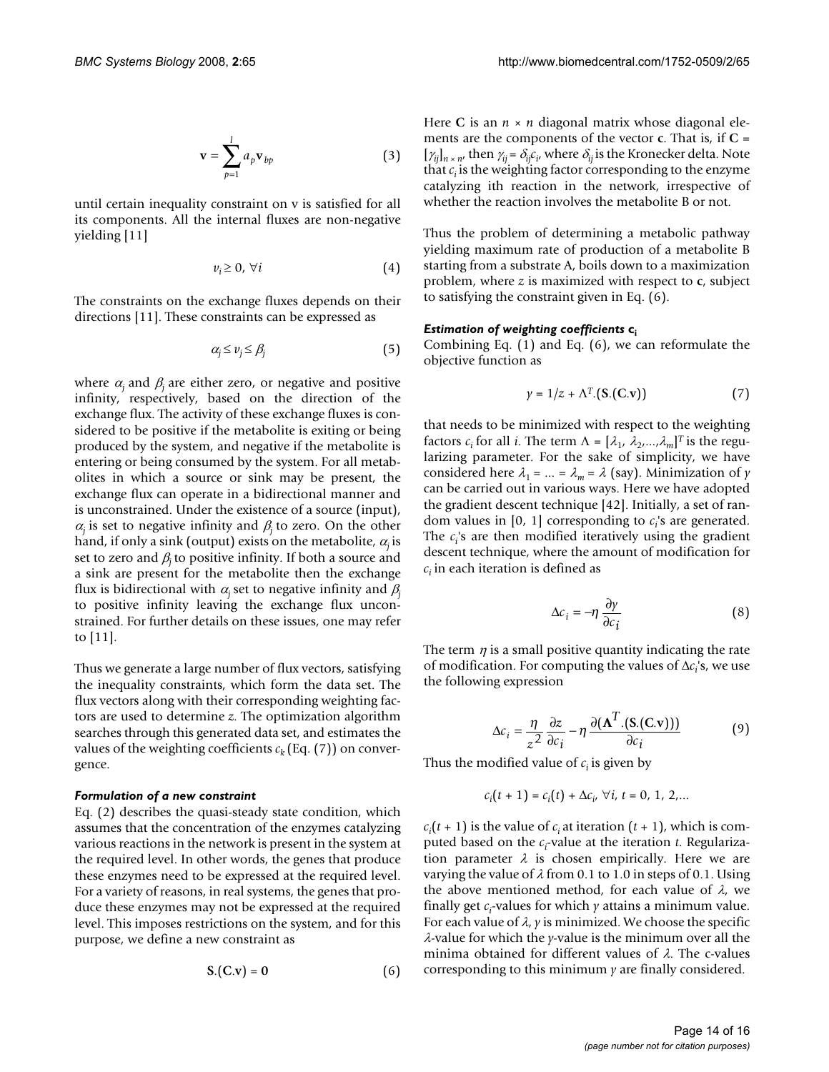$$\mathbf{v} = \sum_{p=1}^{l} a_p \mathbf{v}_{bp} \tag{3}$$

until certain inequality constraint on v is satisfied for all its components. All the internal fluxes are non-negative yielding [11]

$$v_i \geq 0, \forall i \tag{4}$$

The constraints on the exchange fluxes depends on their directions [11]. These constraints can be expressed as

$$\alpha_j \leq v_j \leq \beta_j \tag{5}$$

where $\alpha_j$ and $\beta_j$ are either zero, or negative and positive infinity, respectively, based on the direction of the exchange flux. The activity of these exchange fluxes is considered to be positive if the metabolite is exiting or being produced by the system, and negative if the metabolite is entering or being consumed by the system. For all metabolites in which a source or sink may be present, the exchange flux can operate in a bidirectional manner and is unconstrained. Under the existence of a source (input), $\alpha_j$ is set to negative infinity and $\beta_j$ to zero. On the other hand, if only a sink (output) exists on the metabolite, $\alpha_j$ is set to zero and $\beta_j$ to positive infinity. If both a source and a sink are present for the metabolite then the exchange flux is bidirectional with $\alpha_j$ set to negative infinity and $\beta_j$ to positive infinity leaving the exchange flux unconstrained. For further details on these issues, one may refer to [11].

Thus we generate a large number of flux vectors, satisfying the inequality constraints, which form the data set. The flux vectors along with their corresponding weighting factors are used to determine $z$. The optimization algorithm searches through this generated data set, and estimates the values of the weighting coefficients $c_k$ (Eq. (7)) on convergence.

#### *Formulation of a new constraint*

Eq. (2) describes the quasi-steady state condition, which assumes that the concentration of the enzymes catalyzing various reactions in the network is present in the system at the required level. In other words, the genes that produce these enzymes need to be expressed at the required level. For a variety of reasons, in real systems, the genes that produce these enzymes may not be expressed at the required level. This imposes restrictions on the system, and for this purpose, we define a new constraint as

$$\mathbf{S}.(\mathbf{C}.\mathbf{v}) = \mathbf{0} \tag{6}$$

Here $\mathbf{C}$ is an $n \times n$ diagonal matrix whose diagonal elements are the components of the vector $\mathbf{c}$. That is, if $\mathbf{C} = [\gamma_{ij}]_{n \times n}$, then $\gamma_{ij} = \delta_{ij} c_i$, where $\delta_{ij}$ is the Kronecker delta. Note that $c_i$ is the weighting factor corresponding to the enzyme catalyzing ith reaction in the network, irrespective of whether the reaction involves the metabolite B or not.

Thus the problem of determining a metabolic pathway yielding maximum rate of production of a metabolite B starting from a substrate A, boils down to a maximization problem, where $z$ is maximized with respect to $\mathbf{c}$, subject to satisfying the constraint given in Eq. (6).

#### *Estimation of weighting coefficients* $\mathbf{c}_i$

Combining Eq. (1) and Eq. (6), we can reformulate the objective function as

$$\gamma = 1/z + \Lambda^T.(\mathbf{S}.(\mathbf{C}.\mathbf{v})) \tag{7}$$

that needs to be minimized with respect to the weighting factors $c_i$ for all $i$. The term $\Lambda = [\lambda_1, \lambda_2, ..., \lambda_m]^T$ is the regularizing parameter. For the sake of simplicity, we have considered here $\lambda_1 = ... = \lambda_m = \lambda$ (say). Minimization of $\gamma$ can be carried out in various ways. Here we have adopted the gradient descent technique [42]. Initially, a set of random values in [0, 1] corresponding to $c_i$'s are generated. The $c_i$'s are then modified iteratively using the gradient descent technique, where the amount of modification for $c_i$ in each iteration is defined as

$$\Delta c_i = -\eta \frac{\partial \gamma}{\partial c_i} \tag{8}$$

The term $\eta$ is a small positive quantity indicating the rate of modification. For computing the values of $\Delta c_i$'s, we use the following expression

$$\Delta c_i = \frac{\eta}{z^2} \frac{\partial z}{\partial c_i} - \eta \frac{\partial(\mathbf{\Lambda}^T.(\mathbf{S}.(\mathbf{C}.\mathbf{v})))}{\partial c_i} \tag{9}$$

Thus the modified value of $c_i$ is given by

$$c_i(t + 1) = c_i(t) + \Delta c_i, \forall i, t = 0, 1, 2,...$$

$c_i(t + 1)$ is the value of $c_i$ at iteration $(t + 1)$, which is computed based on the $c_i$-value at the iteration $t$. Regularization parameter $\lambda$ is chosen empirically. Here we are varying the value of $\lambda$ from 0.1 to 1.0 in steps of 0.1. Using the above mentioned method, for each value of $\lambda$, we finally get $c_i$-values for which $\gamma$ attains a minimum value. For each value of $\lambda$, $\gamma$ is minimized. We choose the specific $\lambda$-value for which the $\gamma$-value is the minimum over all the minima obtained for different values of $\lambda$. The c-values corresponding to this minimum $\gamma$ are finally considered.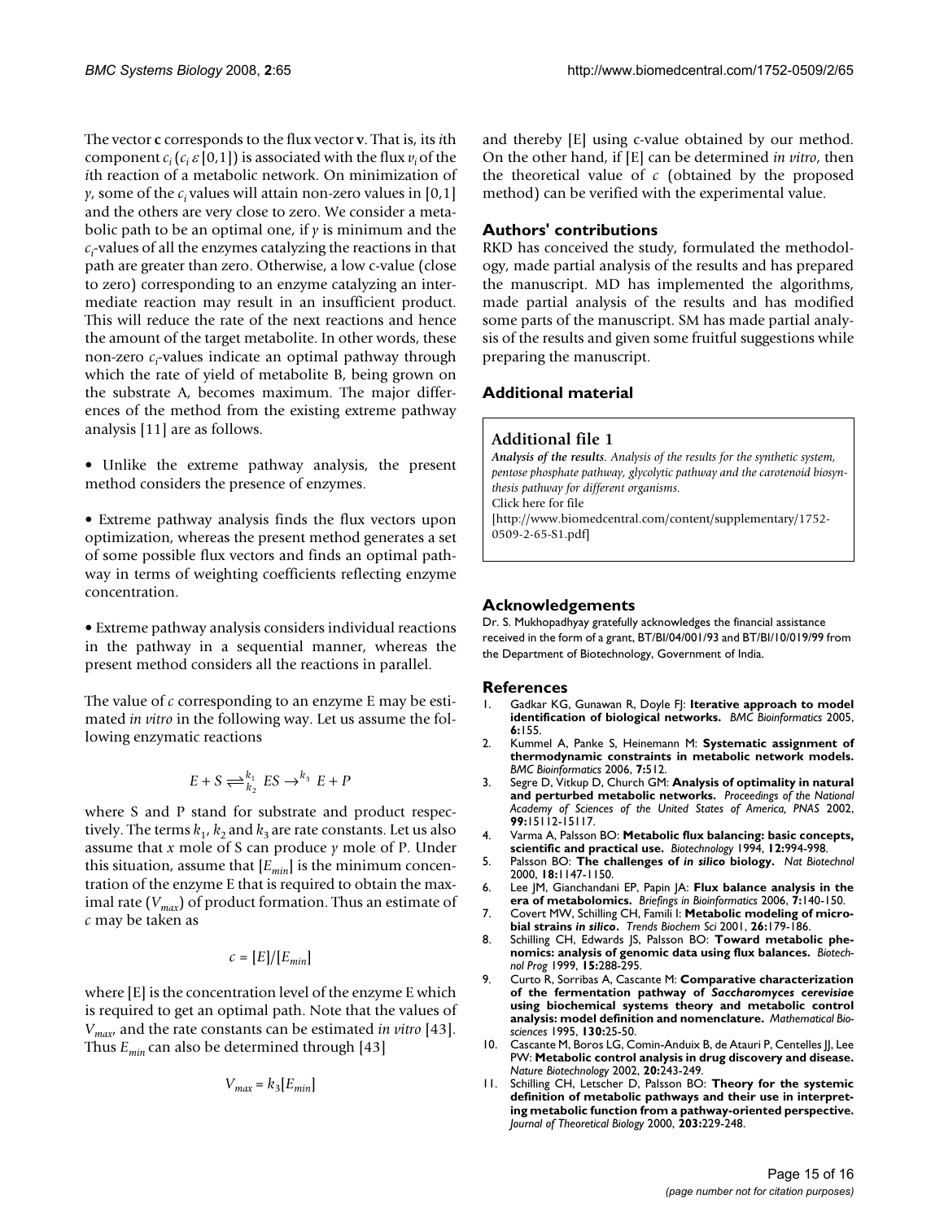The vector **c** corresponds to the flux vector **v**. That is, its *i*th component $c_i$ ($c_i \varepsilon [0,1]$) is associated with the flux $v_i$ of the *i*th reaction of a metabolic network. On minimization of $\gamma$, some of the $c_i$ values will attain non-zero values in [0,1] and the others are very close to zero. We consider a metabolic path to be an optimal one, if $\gamma$ is minimum and the $c_i$-values of all the enzymes catalyzing the reactions in that path are greater than zero. Otherwise, a low c-value (close to zero) corresponding to an enzyme catalyzing an intermediate reaction may result in an insufficient product. This will reduce the rate of the next reactions and hence the amount of the target metabolite. In other words, these non-zero $c_i$-values indicate an optimal pathway through which the rate of yield of metabolite B, being grown on the substrate A, becomes maximum. The major differences of the method from the existing extreme pathway analysis [11] are as follows.

- Unlike the extreme pathway analysis, the present method considers the presence of enzymes.

- Extreme pathway analysis finds the flux vectors upon optimization, whereas the present method generates a set of some possible flux vectors and finds an optimal pathway in terms of weighting coefficients reflecting enzyme concentration.

- Extreme pathway analysis considers individual reactions in the pathway in a sequential manner, whereas the present method considers all the reactions in parallel.

The value of *c* corresponding to an enzyme E may be estimated *in vitro* in the following way. Let us assume the following enzymatic reactions

$$E + S \underset{k_2}{\overset{k_1}{\rightleftharpoons}} ES \xrightarrow{k_3} E + P$$

where S and P stand for substrate and product respectively. The terms $k_1$, $k_2$ and $k_3$ are rate constants. Let us also assume that *x* mole of S can produce *y* mole of P. Under this situation, assume that $[E_{min}]$ is the minimum concentration of the enzyme E that is required to obtain the maximal rate ($V_{max}$) of product formation. Thus an estimate of *c* may be taken as

$$c = [E]/[E_{min}]$$

where [E] is the concentration level of the enzyme E which is required to get an optimal path. Note that the values of $V_{max}$, and the rate constants can be estimated *in vitro* [43]. Thus $E_{min}$ can also be determined through [43]

$$V_{max} = k_3[E_{min}]$$

and thereby [E] using c-value obtained by our method. On the other hand, if [E] can be determined *in vitro*, then the theoretical value of *c* (obtained by the proposed method) can be verified with the experimental value.

## Authors' contributions

RKD has conceived the study, formulated the methodology, made partial analysis of the results and has prepared the manuscript. MD has implemented the algorithms, made partial analysis of the results and has modified some parts of the manuscript. SM has made partial analysis of the results and given some fruitful suggestions while preparing the manuscript.

## Additional material

### Additional file 1

***Analysis of the results****. Analysis of the results for the synthetic system, pentose phosphate pathway, glycolytic pathway and the carotenoid biosynthesis pathway for different organisms.*
Click here for file
[http://www.biomedcentral.com/content/supplementary/1752-0509-2-65-S1.pdf]

## Acknowledgements

Dr. S. Mukhopadhyay gratefully acknowledges the financial assistance received in the form of a grant, BT/BI/04/001/93 and BT/BI/10/019/99 from the Department of Biotechnology, Government of India.

## References

1. Gadkar KG, Gunawan R, Doyle FJ: **Iterative approach to model identification of biological networks.** *BMC Bioinformatics* 2005, **6:**155.
2. Kummel A, Panke S, Heinemann M: **Systematic assignment of thermodynamic constraints in metabolic network models.** *BMC Bioinformatics* 2006, **7:**512.
3. Segre D, Vitkup D, Church GM: **Analysis of optimality in natural and perturbed metabolic networks.** *Proceedings of the National Academy of Sciences of the United States of America, PNAS* 2002, **99:**15112-15117.
4. Varma A, Palsson BO: **Metabolic flux balancing: basic concepts, scientific and practical use.** *Biotechnology* 1994, **12:**994-998.
5. Palsson BO: **The challenges of *in silico* biology.** *Nat Biotechnol* 2000, **18:**1147-1150.
6. Lee JM, Gianchandani EP, Papin JA: **Flux balance analysis in the era of metabolomics.** *Briefings in Bioinformatics* 2006, **7:**140-150.
7. Covert MW, Schilling CH, Famili I: **Metabolic modeling of microbial strains *in silico*.** *Trends Biochem Sci* 2001, **26:**179-186.
8. Schilling CH, Edwards JS, Palsson BO: **Toward metabolic phenomics: analysis of genomic data using flux balances.** *Biotechnol Prog* 1999, **15:**288-295.
9. Curto R, Sorribas A, Cascante M: **Comparative characterization of the fermentation pathway of *Saccharomyces cerevisiae* using biochemical systems theory and metabolic control analysis: model definition and nomenclature.** *Mathematical Biosciences* 1995, **130:**25-50.
10. Cascante M, Boros LG, Comin-Anduix B, de Atauri P, Centelles JJ, Lee PW: **Metabolic control analysis in drug discovery and disease.** *Nature Biotechnology* 2002, **20:**243-249.
11. Schilling CH, Letscher D, Palsson BO: **Theory for the systemic definition of metabolic pathways and their use in interpreting metabolic function from a pathway-oriented perspective.** *Journal of Theoretical Biology* 2000, **203:**229-248.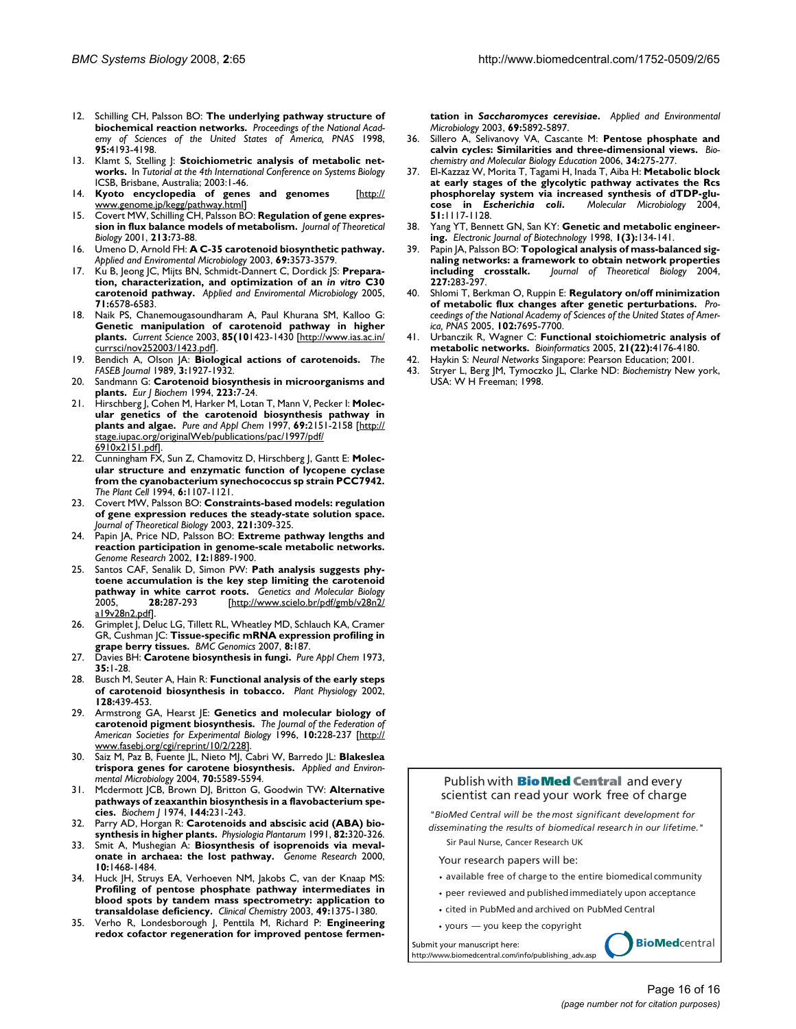12. Schilling CH, Palsson BO: **The underlying pathway structure of biochemical reaction networks.** *Proceedings of the National Academy of Sciences of the United States of America, PNAS* 1998, **95:**4193-4198.
13. Klamt S, Stelling J: **Stoichiometric analysis of metabolic networks.** In *Tutorial at the 4th International Conference on Systems Biology* ICSB, Brisbane, Australia; 2003:1-46.
14. **Kyoto encyclopedia of genes and genomes** [http://www.genome.jp/kegg/pathway.html]
15. Covert MW, Schilling CH, Palsson BO: **Regulation of gene expression in flux balance models of metabolism.** *Journal of Theoretical Biology* 2001, **213:**73-88.
16. Umeno D, Arnold FH: **A C-35 carotenoid biosynthetic pathway.** *Applied and Enviromental Microbiology* 2003, **69:**3573-3579.
17. Ku B, Jeong JC, Mijts BN, Schmidt-Dannert C, Dordick JS: **Preparation, characterization, and optimization of an *in vitro* C30 carotenoid pathway.** *Applied and Enviromental Microbiology* 2005, **71:**6578-6583.
18. Naik PS, Chanemougasoundharam A, Paul Khurana SM, Kalloo G: **Genetic manipulation of carotenoid pathway in higher plants.** *Current Science* 2003, **85(10**1423-1430 [http://www.ias.ac.in/currsci/nov252003/1423.pdf].
19. Bendich A, Olson JA: **Biological actions of carotenoids.** *The FASEB Journal* 1989, **3:**1927-1932.
20. Sandmann G: **Carotenoid biosynthesis in microorganisms and plants.** *Eur J Biochem* 1994, **223:**7-24.
21. Hirschberg J, Cohen M, Harker M, Lotan T, Mann V, Pecker I: **Molecular genetics of the carotenoid biosynthesis pathway in plants and algae.** *Pure and Appl Chem* 1997, **69:**2151-2158 [http://stage.iupac.org/originalWeb/publications/pac/1997/pdf/6910x2151.pdf].
22. Cunningham FX, Sun Z, Chamovitz D, Hirschberg J, Gantt E: **Molecular structure and enzymatic function of lycopene cyclase from the cyanobacterium synechococcus sp strain PCC7942.** *The Plant Cell* 1994, **6:**1107-1121.
23. Covert MW, Palsson BO: **Constraints-based models: regulation of gene expression reduces the steady-state solution space.** *Journal of Theoretical Biology* 2003, **221:**309-325.
24. Papin JA, Price ND, Palsson BO: **Extreme pathway lengths and reaction participation in genome-scale metabolic networks.** *Genome Research* 2002, **12:**1889-1900.
25. Santos CAF, Senalik D, Simon PW: **Path analysis suggests phytoene accumulation is the key step limiting the carotenoid pathway in white carrot roots.** *Genetics and Molecular Biology* 2005, **28:**287-293 [http://www.scielo.br/pdf/gmb/v28n2/a19v28n2.pdf].
26. Grimplet J, Deluc LG, Tillett RL, Wheatley MD, Schlauch KA, Cramer GR, Cushman JC: **Tissue-specific mRNA expression profiling in grape berry tissues.** *BMC Genomics* 2007, **8:**187.
27. Davies BH: **Carotene biosynthesis in fungi.** *Pure Appl Chem* 1973, **35:**1-28.
28. Busch M, Seuter A, Hain R: **Functional analysis of the early steps of carotenoid biosynthesis in tobacco.** *Plant Physiology* 2002, **128:**439-453.
29. Armstrong GA, Hearst JE: **Genetics and molecular biology of carotenoid pigment biosynthesis.** *The Journal of the Federation of American Societies for Experimental Biology* 1996, **10:**228-237 [http://www.fasebj.org/cgi/reprint/10/2/228].
30. Saiz M, Paz B, Fuente JL, Nieto MJ, Cabri W, Barredo JL: **Blakeslea trispora genes for carotene biosynthesis.** *Applied and Environmental Microbiology* 2004, **70:**5589-5594.
31. Mcdermott JCB, Brown DJ, Britton G, Goodwin TW: **Alternative pathways of zeaxanthin biosynthesis in a flavobacterium species.** *Biochem J* 1974, **144:**231-243.
32. Parry AD, Horgan R: **Carotenoids and abscisic acid (ABA) biosynthesis in higher plants.** *Physiologia Plantarum* 1991, **82:**320-326.
33. Smit A, Mushegian A: **Biosynthesis of isoprenoids via mevalonate in archaea: the lost pathway.** *Genome Research* 2000, **10:**1468-1484.
34. Huck JH, Struys EA, Verhoeven NM, Jakobs C, van der Knaap MS: **Profiling of pentose phosphate pathway intermediates in blood spots by tandem mass spectrometry: application to transaldolase deficiency.** *Clinical Chemistry* 2003, **49:**1375-1380.
35. Verho R, Londesborough J, Penttila M, Richard P: **Engineering redox cofactor regeneration for improved pentose fermentation in *Saccharomyces cerevisiae*.** *Applied and Environmental Microbiology* 2003, **69:**5892-5897.
36. Sillero A, Selivanovy VA, Cascante M: **Pentose phosphate and calvin cycles: Similarities and three-dimensional views.** *Biochemistry and Molecular Biology Education* 2006, **34:**275-277.
37. El-Kazzaz W, Morita T, Tagami H, Inada T, Aiba H: **Metabolic block at early stages of the glycolytic pathway activates the Rcs phosphorelay system via increased synthesis of dTDP-glucose in *Escherichia coli*.** *Molecular Microbiology* 2004, **51:**1117-1128.
38. Yang YT, Bennett GN, San KY: **Genetic and metabolic engineering.** *Electronic Journal of Biotechnology* 1998, **1(3):**134-141.
39. Papin JA, Palsson BO: **Topological analysis of mass-balanced signaling networks: a framework to obtain network properties including crosstalk.** *Journal of Theoretical Biology* 2004, **227:**283-297.
40. Shlomi T, Berkman O, Ruppin E: **Regulatory on/off minimization of metabolic flux changes after genetic perturbations.** *Proceedings of the National Academy of Sciences of the United States of America, PNAS* 2005, **102:**7695-7700.
41. Urbanczik R, Wagner C: **Functional stoichiometric analysis of metabolic networks.** *Bioinformatics* 2005, **21(22):**4176-4180.
42. Haykin S: *Neural Networks* Singapore: Pearson Education; 2001.
43. Stryer L, Berg JM, Tymoczko JL, Clarke ND: *Biochemistry* New york, USA: W H Freeman; 1998.

Publish with **BioMed Central** and every scientist can read your work free of charge

*"BioMed Central will be the most significant development for disseminating the results of biomedical research in our lifetime."*
Sir Paul Nurse, Cancer Research UK

Your research papers will be:

- available free of charge to the entire biomedical community
- peer reviewed and published immediately upon acceptance
- cited in PubMed and archived on PubMed Central
- yours — you keep the copyright

Submit your manuscript here:
http://www.biomedcentral.com/info/publishing_adv.asp

**BioMed**central